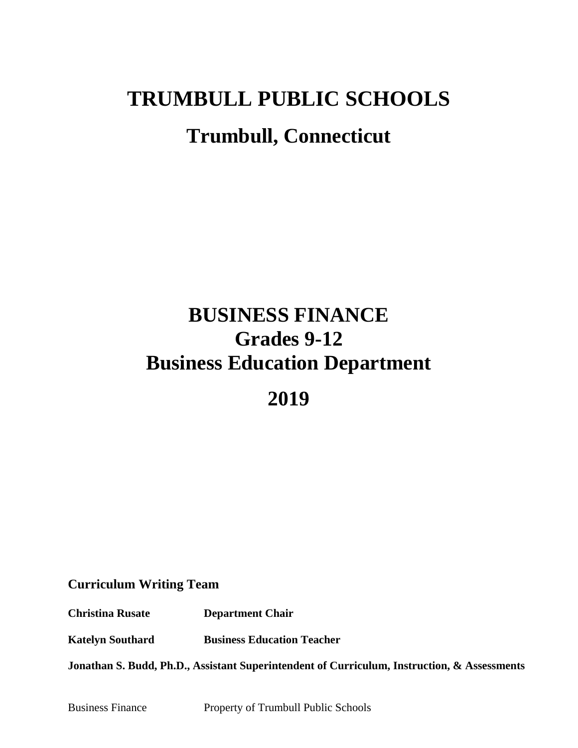# TRUMBULL PUBLIC SCHOOLS

## Trumbull, Connecticut

# BUSINESS FINANCE
## Grades 9-12
## Business Education Department

## 2019

**Curriculum Writing Team**

| | |
|---|---|
| **Christina Rusate** | **Department Chair** |
| **Katelyn Southard** | **Business Education Teacher** |

**Jonathan S. Budd, Ph.D., Assistant Superintendent of Curriculum, Instruction, & Assessments**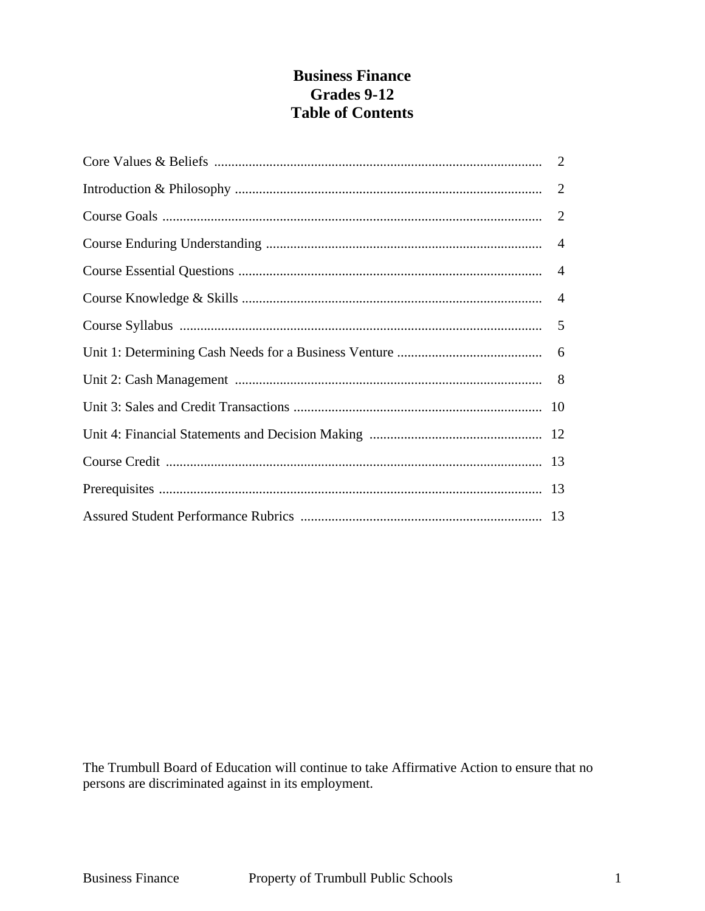# Business Finance
## Grades 9-12
## Table of Contents

| Section | Page |
|---|---|
| Core Values & Beliefs | 2 |
| Introduction & Philosophy | 2 |
| Course Goals | 2 |
| Course Enduring Understanding | 4 |
| Course Essential Questions | 4 |
| Course Knowledge & Skills | 4 |
| Course Syllabus | 5 |
| Unit 1: Determining Cash Needs for a Business Venture | 6 |
| Unit 2: Cash Management | 8 |
| Unit 3: Sales and Credit Transactions | 10 |
| Unit 4: Financial Statements and Decision Making | 12 |
| Course Credit | 13 |
| Prerequisites | 13 |
| Assured Student Performance Rubrics | 13 |

The Trumbull Board of Education will continue to take Affirmative Action to ensure that no persons are discriminated against in its employment.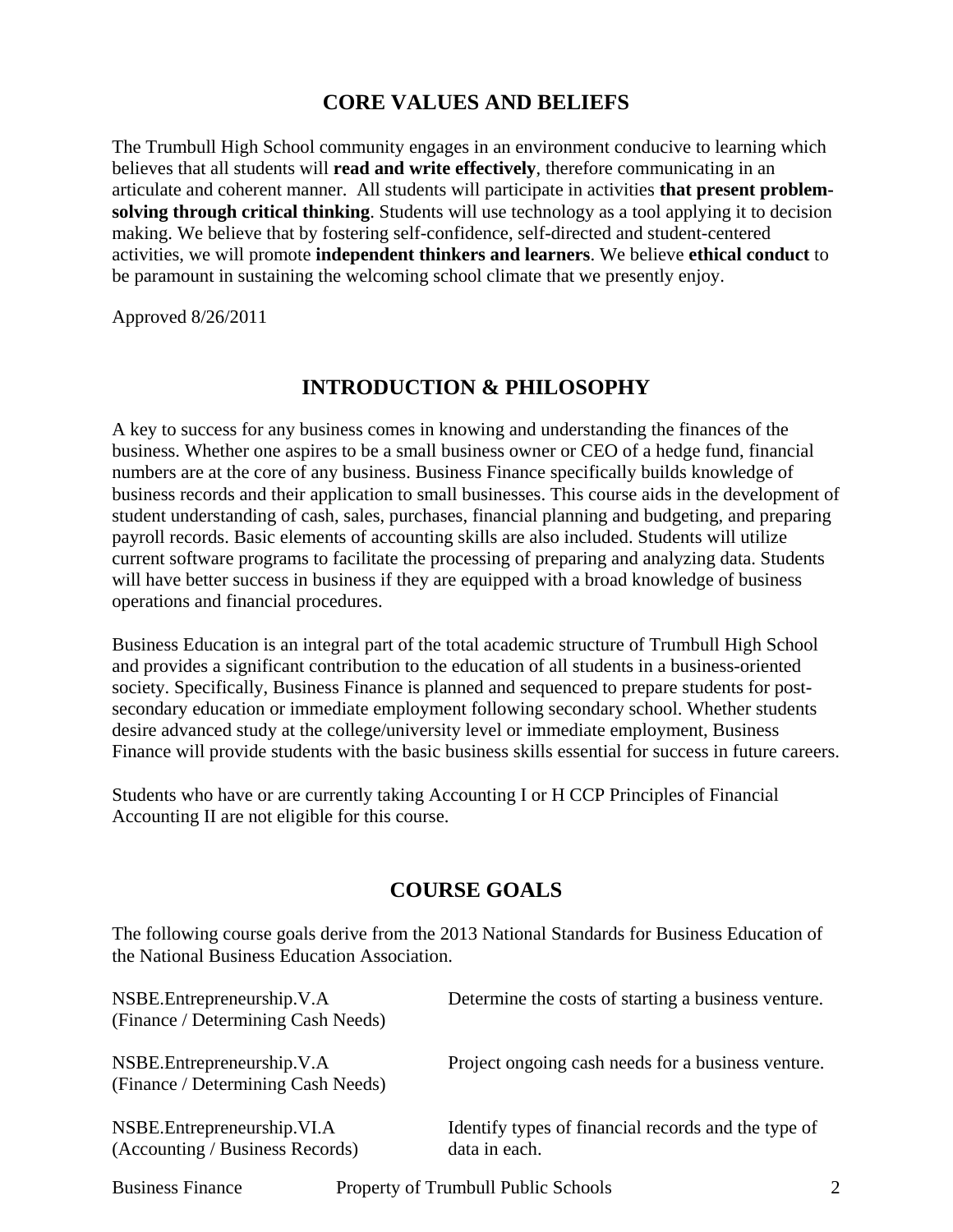## CORE VALUES AND BELIEFS

The Trumbull High School community engages in an environment conducive to learning which believes that all students will **read and write effectively**, therefore communicating in an articulate and coherent manner. All students will participate in activities **that present problem-solving through critical thinking**. Students will use technology as a tool applying it to decision making. We believe that by fostering self-confidence, self-directed and student-centered activities, we will promote **independent thinkers and learners**. We believe **ethical conduct** to be paramount in sustaining the welcoming school climate that we presently enjoy.

Approved 8/26/2011

## INTRODUCTION & PHILOSOPHY

A key to success for any business comes in knowing and understanding the finances of the business. Whether one aspires to be a small business owner or CEO of a hedge fund, financial numbers are at the core of any business. Business Finance specifically builds knowledge of business records and their application to small businesses. This course aids in the development of student understanding of cash, sales, purchases, financial planning and budgeting, and preparing payroll records. Basic elements of accounting skills are also included. Students will utilize current software programs to facilitate the processing of preparing and analyzing data. Students will have better success in business if they are equipped with a broad knowledge of business operations and financial procedures.

Business Education is an integral part of the total academic structure of Trumbull High School and provides a significant contribution to the education of all students in a business-oriented society. Specifically, Business Finance is planned and sequenced to prepare students for post-secondary education or immediate employment following secondary school. Whether students desire advanced study at the college/university level or immediate employment, Business Finance will provide students with the basic business skills essential for success in future careers.

Students who have or are currently taking Accounting I or H CCP Principles of Financial Accounting II are not eligible for this course.

## COURSE GOALS

The following course goals derive from the 2013 National Standards for Business Education of the National Business Education Association.

| | |
|---|---|
| NSBE.Entrepreneurship.V.A (Finance / Determining Cash Needs) | Determine the costs of starting a business venture. |
| NSBE.Entrepreneurship.V.A (Finance / Determining Cash Needs) | Project ongoing cash needs for a business venture. |
| NSBE.Entrepreneurship.VI.A (Accounting / Business Records) | Identify types of financial records and the type of data in each. |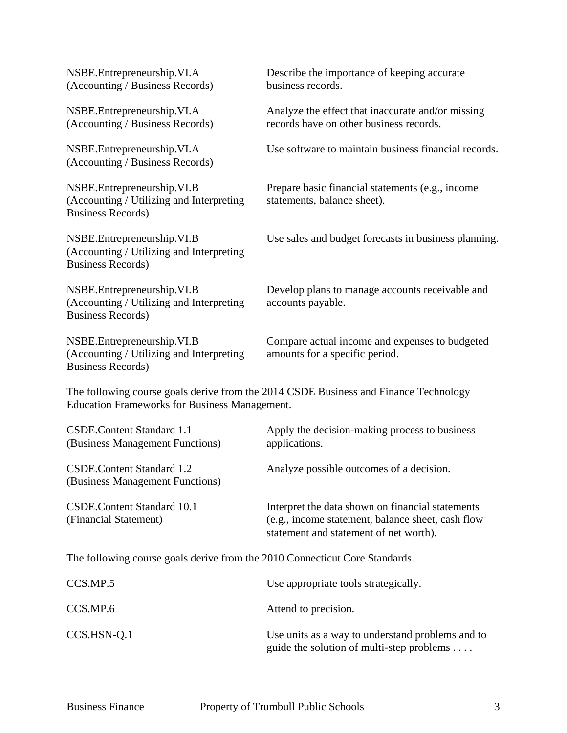| | |
|---|---|
| NSBE.Entrepreneurship.VI.A (Accounting / Business Records) | Describe the importance of keeping accurate business records. |
| NSBE.Entrepreneurship.VI.A (Accounting / Business Records) | Analyze the effect that inaccurate and/or missing records have on other business records. |
| NSBE.Entrepreneurship.VI.A (Accounting / Business Records) | Use software to maintain business financial records. |
| NSBE.Entrepreneurship.VI.B (Accounting / Utilizing and Interpreting Business Records) | Prepare basic financial statements (e.g., income statements, balance sheet). |
| NSBE.Entrepreneurship.VI.B (Accounting / Utilizing and Interpreting Business Records) | Use sales and budget forecasts in business planning. |
| NSBE.Entrepreneurship.VI.B (Accounting / Utilizing and Interpreting Business Records) | Develop plans to manage accounts receivable and accounts payable. |
| NSBE.Entrepreneurship.VI.B (Accounting / Utilizing and Interpreting Business Records) | Compare actual income and expenses to budgeted amounts for a specific period. |

The following course goals derive from the 2014 CSDE Business and Finance Technology Education Frameworks for Business Management.

| | |
|---|---|
| CSDE.Content Standard 1.1 (Business Management Functions) | Apply the decision-making process to business applications. |
| CSDE.Content Standard 1.2 (Business Management Functions) | Analyze possible outcomes of a decision. |
| CSDE.Content Standard 10.1 (Financial Statement) | Interpret the data shown on financial statements (e.g., income statement, balance sheet, cash flow statement and statement of net worth). |

The following course goals derive from the 2010 Connecticut Core Standards.

| | |
|---|---|
| CCS.MP.5 | Use appropriate tools strategically. |
| CCS.MP.6 | Attend to precision. |
| CCS.HSN-Q.1 | Use units as a way to understand problems and to guide the solution of multi-step problems . . . . |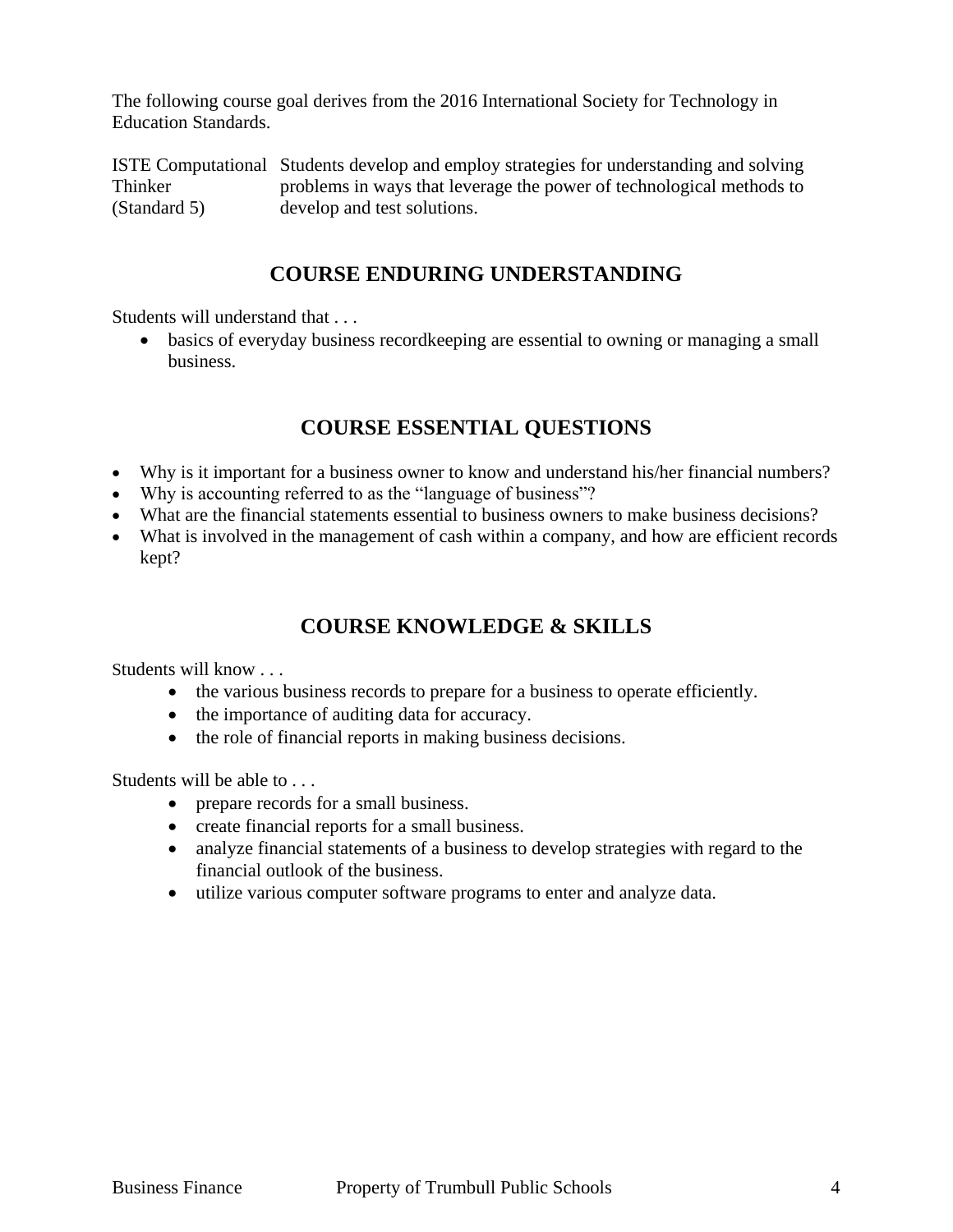The following course goal derives from the 2016 International Society for Technology in Education Standards.

| | |
|---|---|
| ISTE Computational Thinker (Standard 5) | Students develop and employ strategies for understanding and solving problems in ways that leverage the power of technological methods to develop and test solutions. |

## COURSE ENDURING UNDERSTANDING

Students will understand that . . .

- basics of everyday business recordkeeping are essential to owning or managing a small business.

## COURSE ESSENTIAL QUESTIONS

- Why is it important for a business owner to know and understand his/her financial numbers?
- Why is accounting referred to as the "language of business"?
- What are the financial statements essential to business owners to make business decisions?
- What is involved in the management of cash within a company, and how are efficient records kept?

## COURSE KNOWLEDGE & SKILLS

Students will know . . .

- the various business records to prepare for a business to operate efficiently.
- the importance of auditing data for accuracy.
- the role of financial reports in making business decisions.

Students will be able to . . .

- prepare records for a small business.
- create financial reports for a small business.
- analyze financial statements of a business to develop strategies with regard to the financial outlook of the business.
- utilize various computer software programs to enter and analyze data.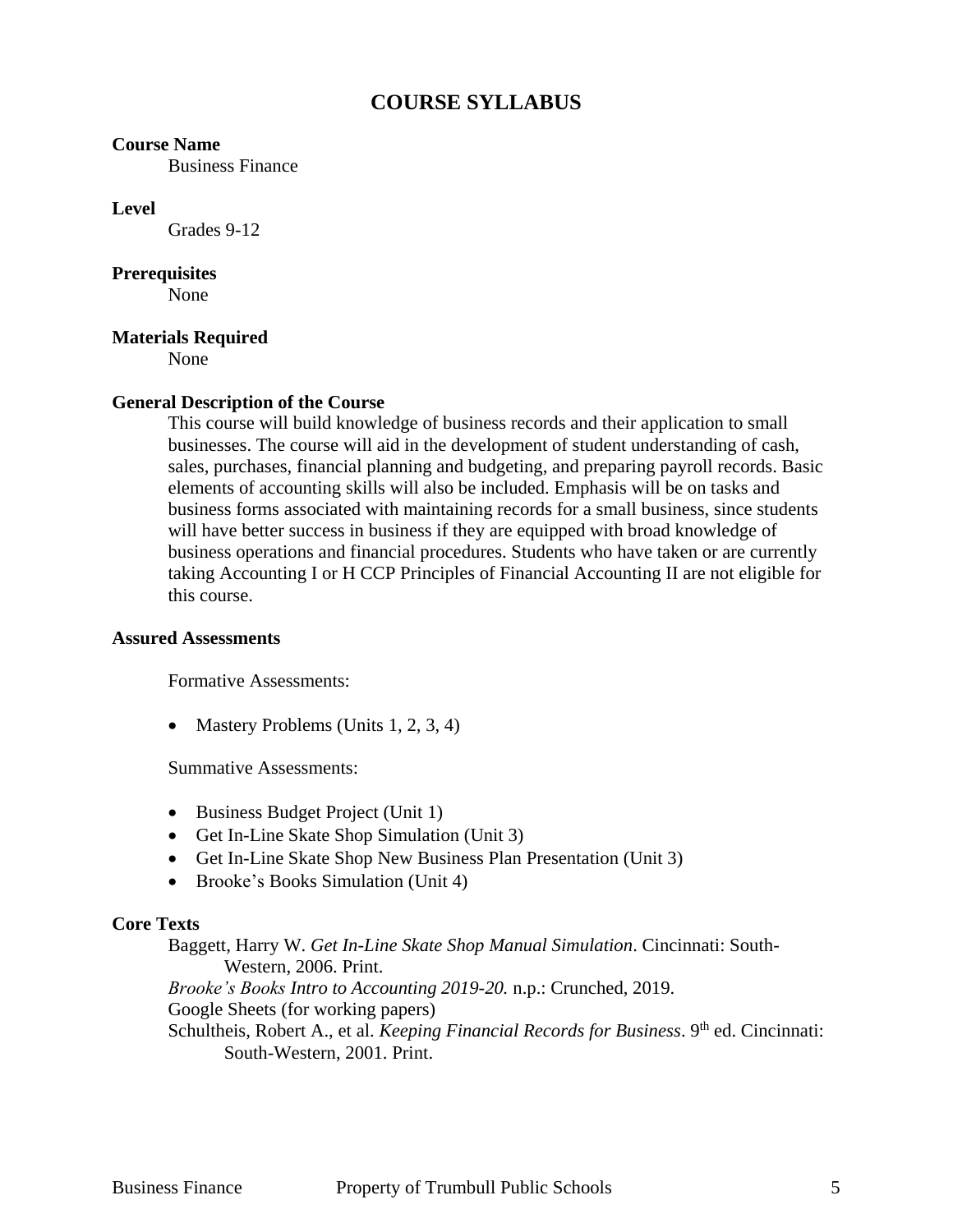# COURSE SYLLABUS

**Course Name**

Business Finance

**Level**

Grades 9-12

**Prerequisites**

None

**Materials Required**

None

**General Description of the Course**

This course will build knowledge of business records and their application to small businesses. The course will aid in the development of student understanding of cash, sales, purchases, financial planning and budgeting, and preparing payroll records. Basic elements of accounting skills will also be included. Emphasis will be on tasks and business forms associated with maintaining records for a small business, since students will have better success in business if they are equipped with broad knowledge of business operations and financial procedures. Students who have taken or are currently taking Accounting I or H CCP Principles of Financial Accounting II are not eligible for this course.

**Assured Assessments**

Formative Assessments:

- Mastery Problems (Units 1, 2, 3, 4)

Summative Assessments:

- Business Budget Project (Unit 1)
- Get In-Line Skate Shop Simulation (Unit 3)
- Get In-Line Skate Shop New Business Plan Presentation (Unit 3)
- Brooke's Books Simulation (Unit 4)

**Core Texts**

Baggett, Harry W. *Get In-Line Skate Shop Manual Simulation*. Cincinnati: South-Western, 2006. Print.

*Brooke's Books Intro to Accounting 2019-20.* n.p.: Crunched, 2019.

Google Sheets (for working papers)

Schultheis, Robert A., et al. *Keeping Financial Records for Business*. 9th ed. Cincinnati: South-Western, 2001. Print.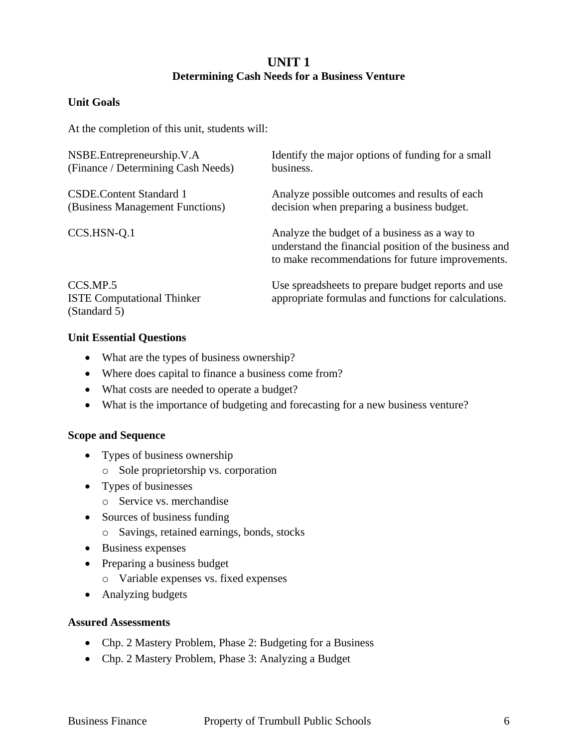# UNIT 1
## Determining Cash Needs for a Business Venture

### Unit Goals

At the completion of this unit, students will:

| Standard | Goal |
|---|---|
| NSBE.Entrepreneurship.V.A (Finance / Determining Cash Needs) | Identify the major options of funding for a small business. |
| CSDE.Content Standard 1 (Business Management Functions) | Analyze possible outcomes and results of each decision when preparing a business budget. |
| CCS.HSN-Q.1 | Analyze the budget of a business as a way to understand the financial position of the business and to make recommendations for future improvements. |
| CCS.MP.5 ISTE Computational Thinker (Standard 5) | Use spreadsheets to prepare budget reports and use appropriate formulas and functions for calculations. |

### Unit Essential Questions

- What are the types of business ownership?
- Where does capital to finance a business come from?
- What costs are needed to operate a budget?
- What is the importance of budgeting and forecasting for a new business venture?

### Scope and Sequence

- Types of business ownership
  - Sole proprietorship vs. corporation
- Types of businesses
  - Service vs. merchandise
- Sources of business funding
  - Savings, retained earnings, bonds, stocks
- Business expenses
- Preparing a business budget
  - Variable expenses vs. fixed expenses
- Analyzing budgets

### Assured Assessments

- Chp. 2 Mastery Problem, Phase 2: Budgeting for a Business
- Chp. 2 Mastery Problem, Phase 3: Analyzing a Budget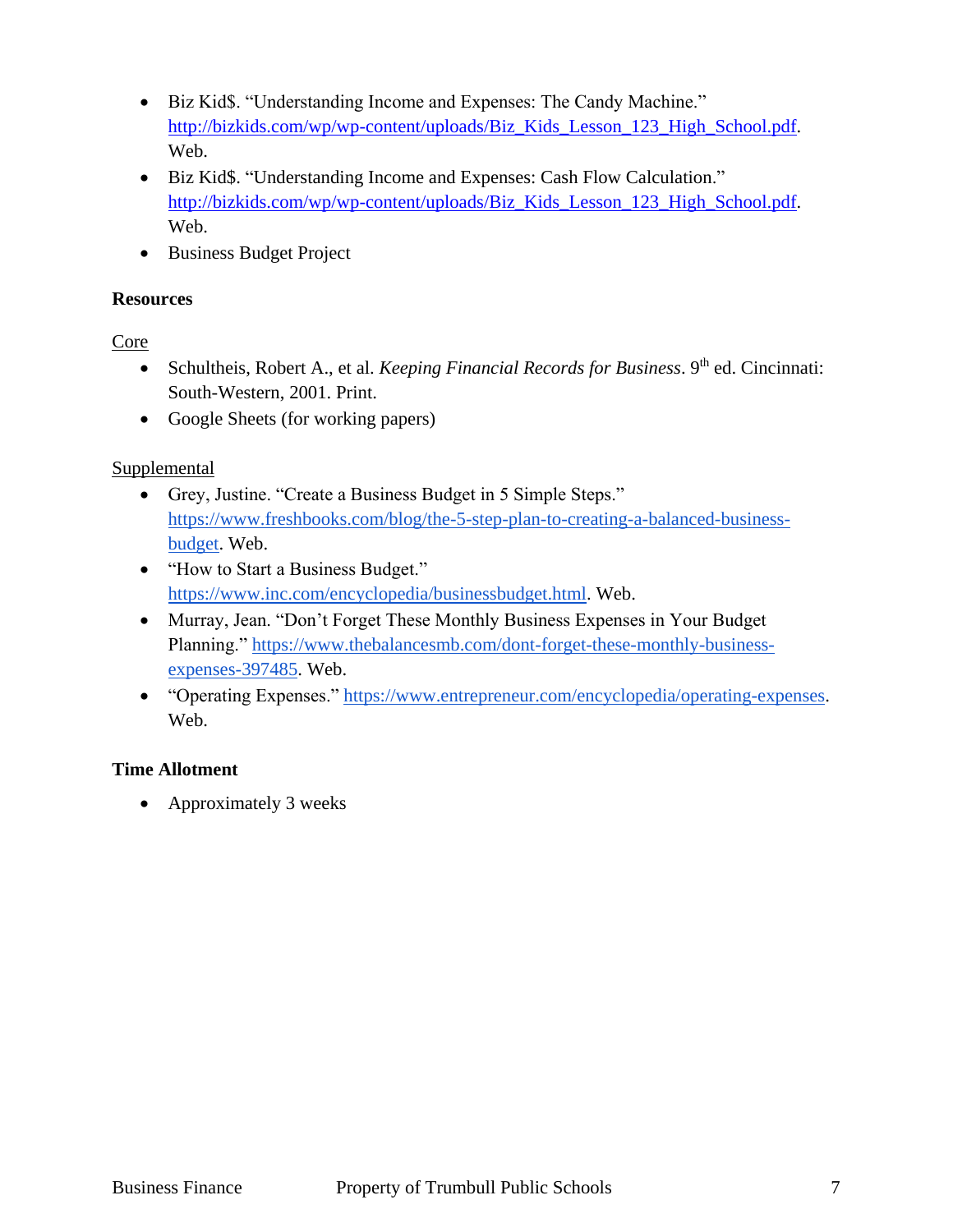- Biz Kid$. "Understanding Income and Expenses: The Candy Machine." [http://bizkids.com/wp/wp-content/uploads/Biz_Kids_Lesson_123_High_School.pdf](http://bizkids.com/wp/wp-content/uploads/Biz_Kids_Lesson_123_High_School.pdf). Web.
- Biz Kid$. "Understanding Income and Expenses: Cash Flow Calculation." [http://bizkids.com/wp/wp-content/uploads/Biz_Kids_Lesson_123_High_School.pdf](http://bizkids.com/wp/wp-content/uploads/Biz_Kids_Lesson_123_High_School.pdf). Web.
- Business Budget Project

**Resources**

<u>Core</u>

- Schultheis, Robert A., et al. *Keeping Financial Records for Business*. 9th ed. Cincinnati: South-Western, 2001. Print.
- Google Sheets (for working papers)

<u>Supplemental</u>

- Grey, Justine. "Create a Business Budget in 5 Simple Steps." [https://www.freshbooks.com/blog/the-5-step-plan-to-creating-a-balanced-business-budget](https://www.freshbooks.com/blog/the-5-step-plan-to-creating-a-balanced-business-budget). Web.
- "How to Start a Business Budget." [https://www.inc.com/encyclopedia/businessbudget.html](https://www.inc.com/encyclopedia/businessbudget.html). Web.
- Murray, Jean. "Don't Forget These Monthly Business Expenses in Your Budget Planning." [https://www.thebalancesmb.com/dont-forget-these-monthly-business-expenses-397485](https://www.thebalancesmb.com/dont-forget-these-monthly-business-expenses-397485). Web.
- "Operating Expenses." [https://www.entrepreneur.com/encyclopedia/operating-expenses](https://www.entrepreneur.com/encyclopedia/operating-expenses). Web.

**Time Allotment**

- Approximately 3 weeks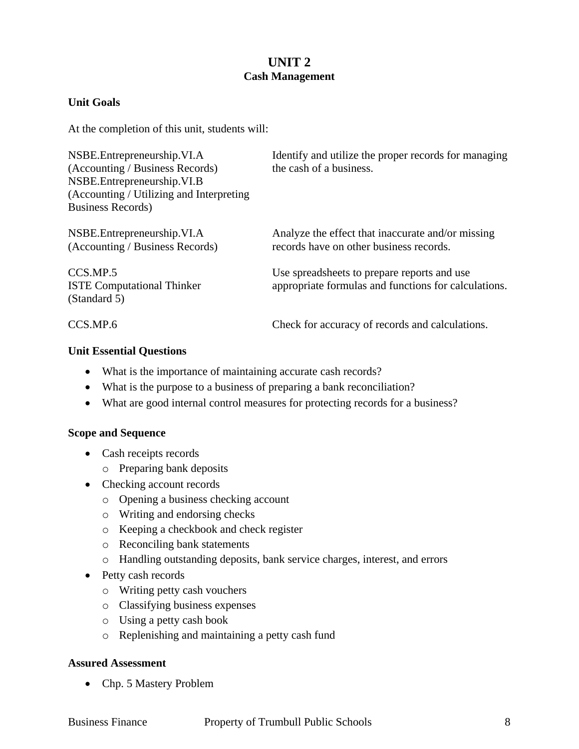# UNIT 2
## Cash Management

**Unit Goals**

At the completion of this unit, students will:

| | |
|---|---|
| NSBE.Entrepreneurship.VI.A (Accounting / Business Records) NSBE.Entrepreneurship.VI.B (Accounting / Utilizing and Interpreting Business Records) | Identify and utilize the proper records for managing the cash of a business. |
| NSBE.Entrepreneurship.VI.A (Accounting / Business Records) | Analyze the effect that inaccurate and/or missing records have on other business records. |
| CCS.MP.5 ISTE Computational Thinker (Standard 5) | Use spreadsheets to prepare reports and use appropriate formulas and functions for calculations. |
| CCS.MP.6 | Check for accuracy of records and calculations. |

**Unit Essential Questions**

- What is the importance of maintaining accurate cash records?
- What is the purpose to a business of preparing a bank reconciliation?
- What are good internal control measures for protecting records for a business?

**Scope and Sequence**

- Cash receipts records
  - Preparing bank deposits
- Checking account records
  - Opening a business checking account
  - Writing and endorsing checks
  - Keeping a checkbook and check register
  - Reconciling bank statements
  - Handling outstanding deposits, bank service charges, interest, and errors
- Petty cash records
  - Writing petty cash vouchers
  - Classifying business expenses
  - Using a petty cash book
  - Replenishing and maintaining a petty cash fund

**Assured Assessment**

- Chp. 5 Mastery Problem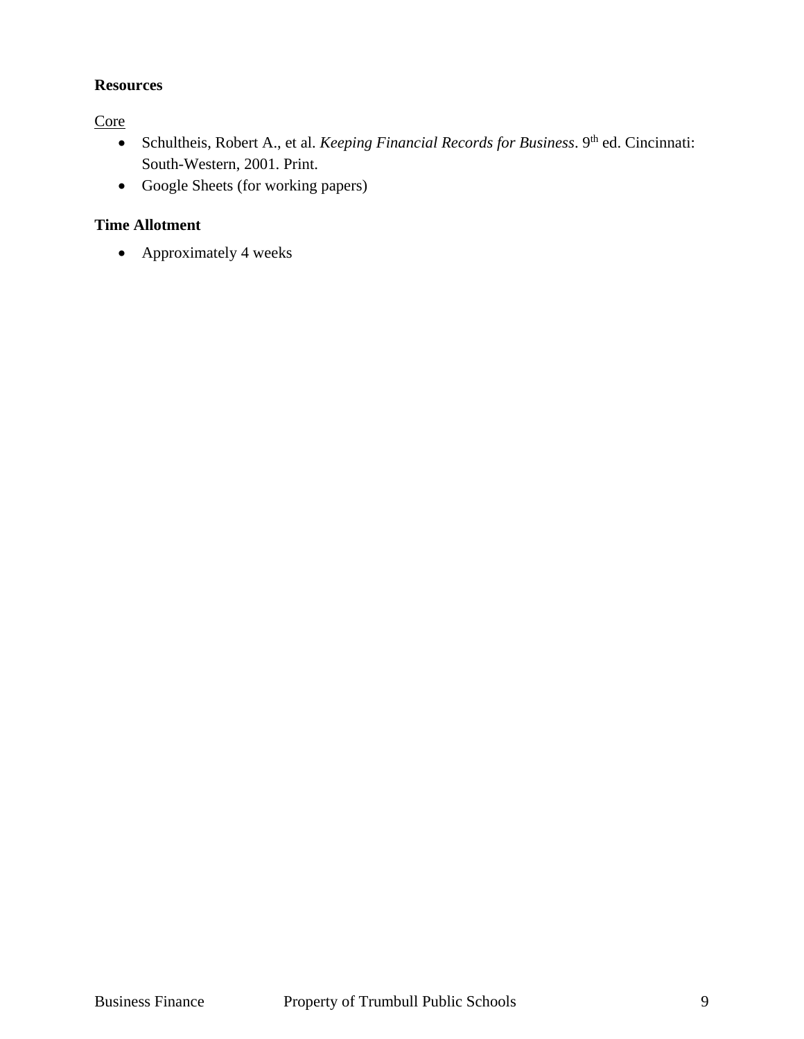**Resources**

Core

- Schultheis, Robert A., et al. *Keeping Financial Records for Business*. 9th ed. Cincinnati: South-Western, 2001. Print.
- Google Sheets (for working papers)

**Time Allotment**

- Approximately 4 weeks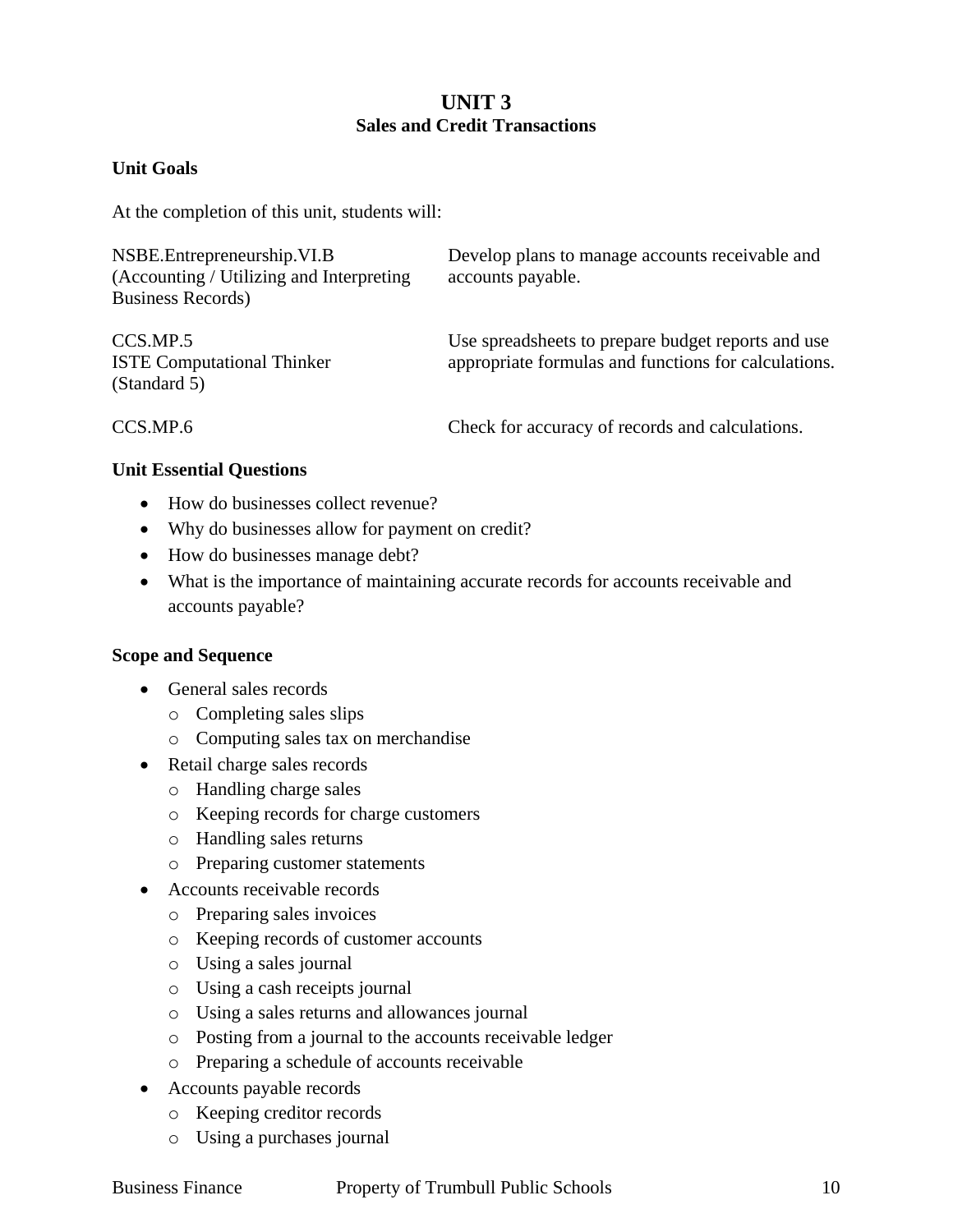# UNIT 3
## Sales and Credit Transactions

**Unit Goals**

At the completion of this unit, students will:

| | |
|---|---|
| NSBE.Entrepreneurship.VI.B (Accounting / Utilizing and Interpreting Business Records) | Develop plans to manage accounts receivable and accounts payable. |
| CCS.MP.5 ISTE Computational Thinker (Standard 5) | Use spreadsheets to prepare budget reports and use appropriate formulas and functions for calculations. |
| CCS.MP.6 | Check for accuracy of records and calculations. |

**Unit Essential Questions**

- How do businesses collect revenue?
- Why do businesses allow for payment on credit?
- How do businesses manage debt?
- What is the importance of maintaining accurate records for accounts receivable and accounts payable?

**Scope and Sequence**

- General sales records
  - Completing sales slips
  - Computing sales tax on merchandise
- Retail charge sales records
  - Handling charge sales
  - Keeping records for charge customers
  - Handling sales returns
  - Preparing customer statements
- Accounts receivable records
  - Preparing sales invoices
  - Keeping records of customer accounts
  - Using a sales journal
  - Using a cash receipts journal
  - Using a sales returns and allowances journal
  - Posting from a journal to the accounts receivable ledger
  - Preparing a schedule of accounts receivable
- Accounts payable records
  - Keeping creditor records
  - Using a purchases journal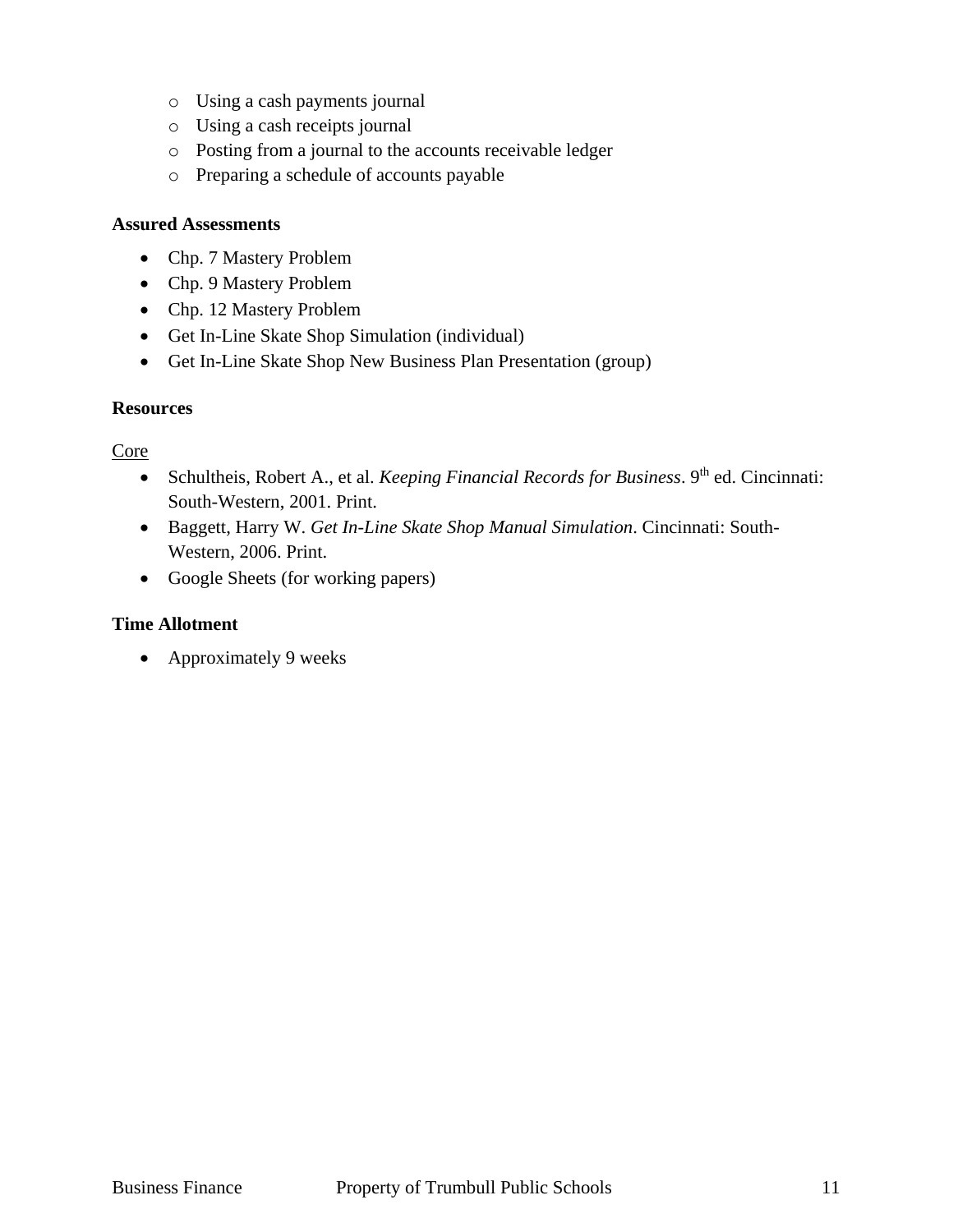- Using a cash payments journal
- Using a cash receipts journal
- Posting from a journal to the accounts receivable ledger
- Preparing a schedule of accounts payable

**Assured Assessments**

- Chp. 7 Mastery Problem
- Chp. 9 Mastery Problem
- Chp. 12 Mastery Problem
- Get In-Line Skate Shop Simulation (individual)
- Get In-Line Skate Shop New Business Plan Presentation (group)

**Resources**

Core

- Schultheis, Robert A., et al. *Keeping Financial Records for Business*. 9th ed. Cincinnati: South-Western, 2001. Print.
- Baggett, Harry W. *Get In-Line Skate Shop Manual Simulation*. Cincinnati: South-Western, 2006. Print.
- Google Sheets (for working papers)

**Time Allotment**

- Approximately 9 weeks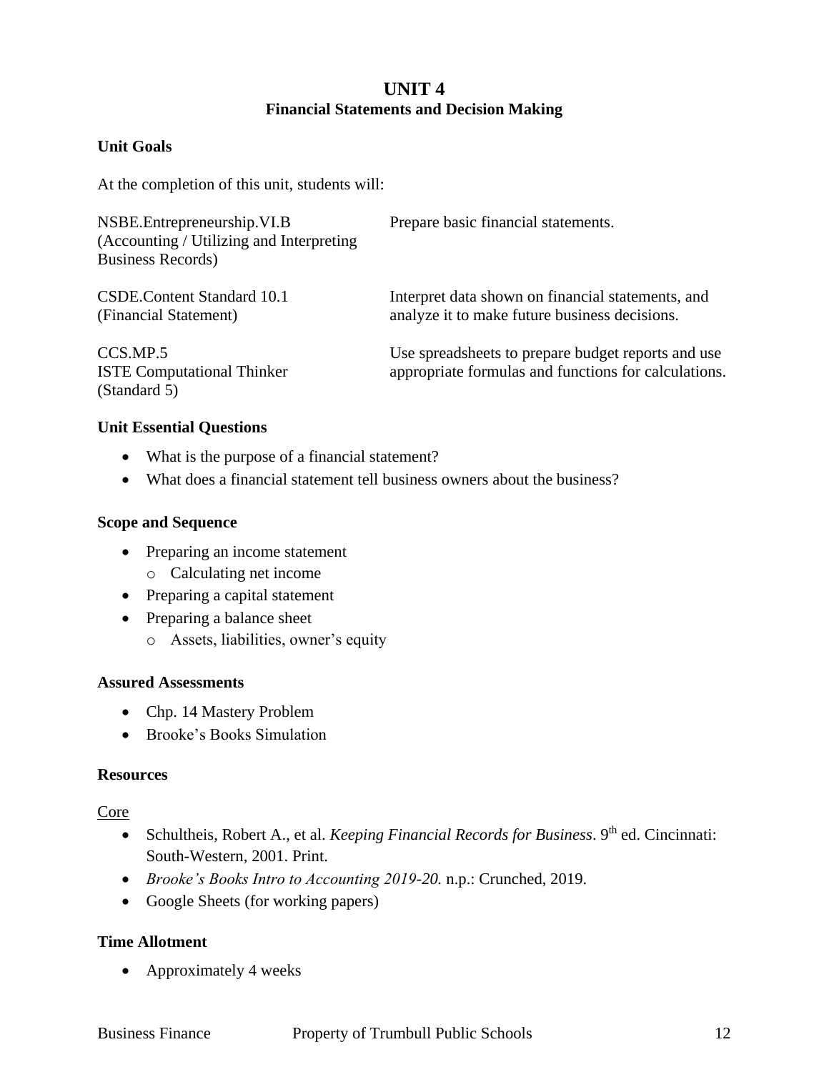# UNIT 4
## Financial Statements and Decision Making

### Unit Goals

At the completion of this unit, students will:

| | |
|---|---|
| NSBE.Entrepreneurship.VI.B (Accounting / Utilizing and Interpreting Business Records) | Prepare basic financial statements. |
| CSDE.Content Standard 10.1 (Financial Statement) | Interpret data shown on financial statements, and analyze it to make future business decisions. |
| CCS.MP.5 ISTE Computational Thinker (Standard 5) | Use spreadsheets to prepare budget reports and use appropriate formulas and functions for calculations. |

### Unit Essential Questions

- What is the purpose of a financial statement?
- What does a financial statement tell business owners about the business?

### Scope and Sequence

- Preparing an income statement
  - Calculating net income
- Preparing a capital statement
- Preparing a balance sheet
  - Assets, liabilities, owner's equity

### Assured Assessments

- Chp. 14 Mastery Problem
- Brooke's Books Simulation

### Resources

Core

- Schultheis, Robert A., et al. *Keeping Financial Records for Business*. 9th ed. Cincinnati: South-Western, 2001. Print.
- *Brooke's Books Intro to Accounting 2019-20.* n.p.: Crunched, 2019.
- Google Sheets (for working papers)

### Time Allotment

- Approximately 4 weeks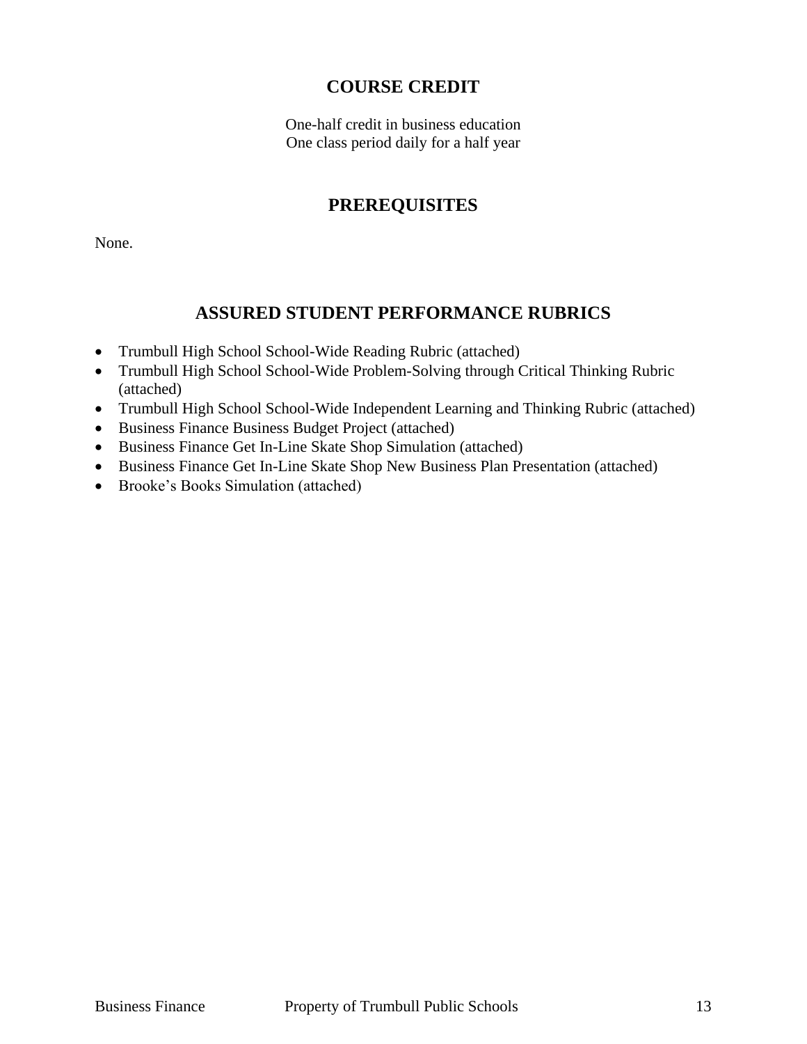## COURSE CREDIT

One-half credit in business education
One class period daily for a half year

## PREREQUISITES

None.

## ASSURED STUDENT PERFORMANCE RUBRICS

- Trumbull High School School-Wide Reading Rubric (attached)
- Trumbull High School School-Wide Problem-Solving through Critical Thinking Rubric (attached)
- Trumbull High School School-Wide Independent Learning and Thinking Rubric (attached)
- Business Finance Business Budget Project (attached)
- Business Finance Get In-Line Skate Shop Simulation (attached)
- Business Finance Get In-Line Skate Shop New Business Plan Presentation (attached)
- Brooke's Books Simulation (attached)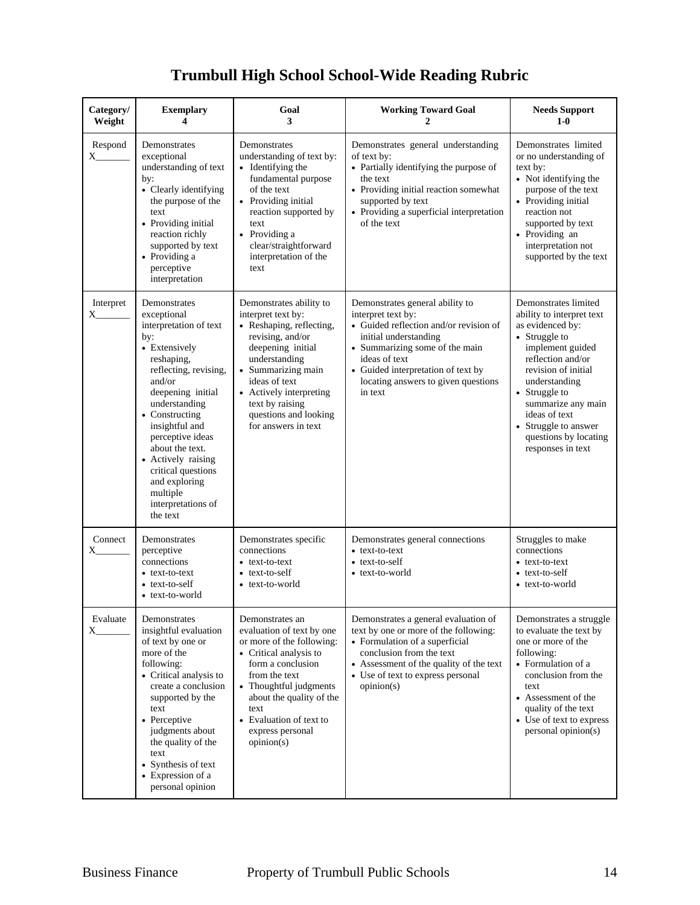# Trumbull High School School-Wide Reading Rubric

| Category/ Weight | Exemplary 4 | Goal 3 | Working Toward Goal 2 | Needs Support 1-0 |
|---|---|---|---|---|
| Respond X_______ | Demonstrates exceptional understanding of text by: <br>• Clearly identifying the purpose of the text <br>• Providing initial reaction richly supported by text <br>• Providing a perceptive interpretation | Demonstrates understanding of text by: <br>• Identifying the fundamental purpose of the text <br>• Providing initial reaction supported by text <br>• Providing a clear/straightforward interpretation of the text | Demonstrates general understanding of text by: <br>• Partially identifying the purpose of the text <br>• Providing initial reaction somewhat supported by text <br>• Providing a superficial interpretation of the text | Demonstrates limited or no understanding of text by: <br>• Not identifying the purpose of the text <br>• Providing initial reaction not supported by text <br>• Providing an interpretation not supported by the text |
| Interpret X_______ | Demonstrates exceptional interpretation of text by: <br>• Extensively reshaping, reflecting, revising, and/or deepening initial understanding <br>• Constructing insightful and perceptive ideas about the text. <br>• Actively raising critical questions and exploring multiple interpretations of the text | Demonstrates ability to interpret text by: <br>• Reshaping, reflecting, revising, and/or deepening initial understanding <br>• Summarizing main ideas of text <br>• Actively interpreting text by raising questions and looking for answers in text | Demonstrates general ability to interpret text by: <br>• Guided reflection and/or revision of initial understanding <br>• Summarizing some of the main ideas of text <br>• Guided interpretation of text by locating answers to given questions in text | Demonstrates limited ability to interpret text as evidenced by: <br>• Struggle to implement guided reflection and/or revision of initial understanding <br>• Struggle to summarize any main ideas of text <br>• Struggle to answer questions by locating responses in text |
| Connect X_______ | Demonstrates perceptive connections <br>• text-to-text <br>• text-to-self <br>• text-to-world | Demonstrates specific connections <br>• text-to-text <br>• text-to-self <br>• text-to-world | Demonstrates general connections <br>• text-to-text <br>• text-to-self <br>• text-to-world | Struggles to make connections <br>• text-to-text <br>• text-to-self <br>• text-to-world |
| Evaluate X_______ | Demonstrates insightful evaluation of text by one or more of the following: <br>• Critical analysis to create a conclusion supported by the text <br>• Perceptive judgments about the quality of the text <br>• Synthesis of text <br>• Expression of a personal opinion | Demonstrates an evaluation of text by one or more of the following: <br>• Critical analysis to form a conclusion from the text <br>• Thoughtful judgments about the quality of the text <br>• Evaluation of text to express personal opinion(s) | Demonstrates a general evaluation of text by one or more of the following: <br>• Formulation of a superficial conclusion from the text <br>• Assessment of the quality of the text <br>• Use of text to express personal opinion(s) | Demonstrates a struggle to evaluate the text by one or more of the following: <br>• Formulation of a conclusion from the text <br>• Assessment of the quality of the text <br>• Use of text to express personal opinion(s) |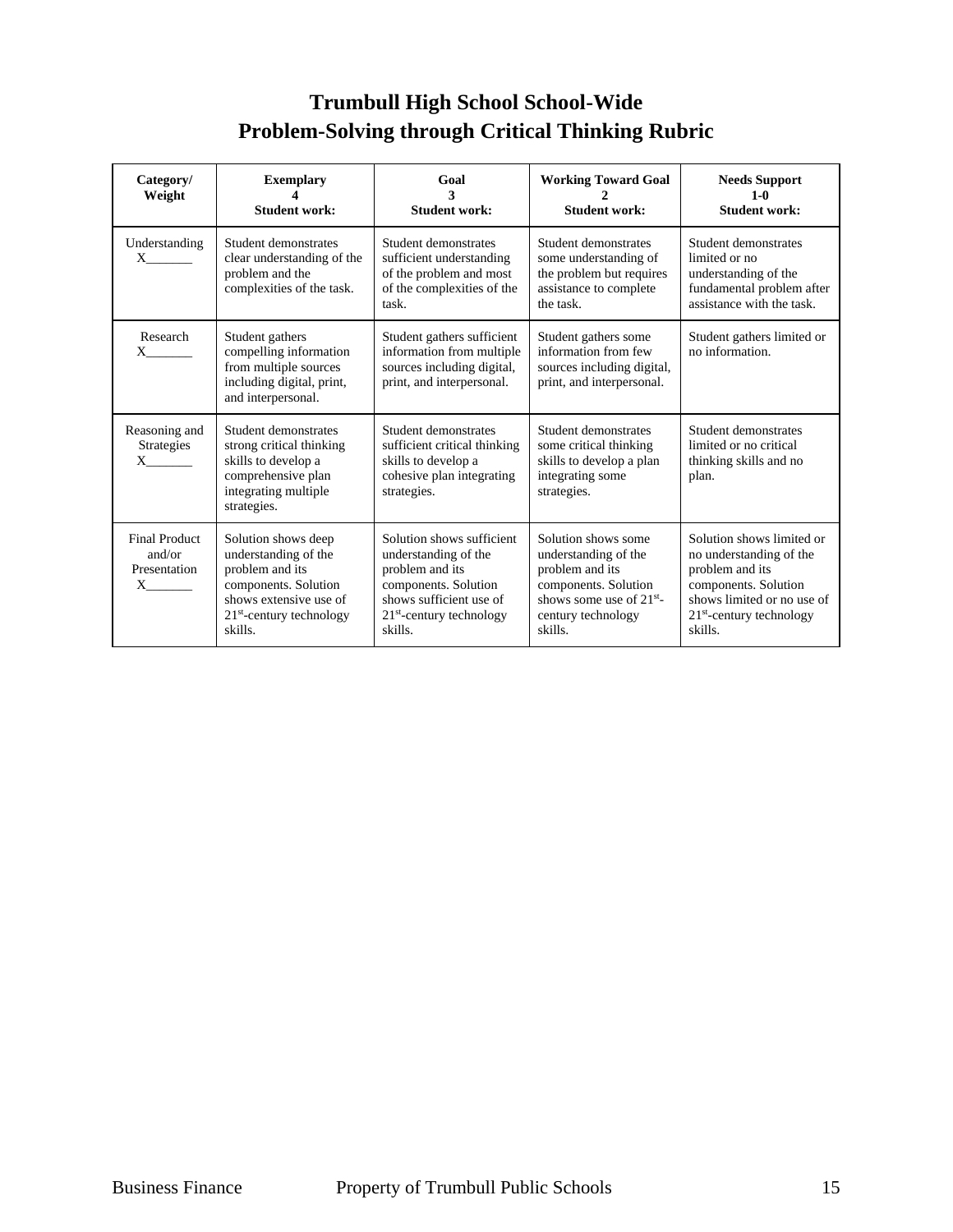# Trumbull High School School-Wide Problem-Solving through Critical Thinking Rubric

| Category/ Weight | Exemplary 4 Student work: | Goal 3 Student work: | Working Toward Goal 2 Student work: | Needs Support 1-0 Student work: |
|---|---|---|---|---|
| Understanding X_______ | Student demonstrates clear understanding of the problem and the complexities of the task. | Student demonstrates sufficient understanding of the problem and most of the complexities of the task. | Student demonstrates some understanding of the problem but requires assistance to complete the task. | Student demonstrates limited or no understanding of the fundamental problem after assistance with the task. |
| Research X_______ | Student gathers compelling information from multiple sources including digital, print, and interpersonal. | Student gathers sufficient information from multiple sources including digital, print, and interpersonal. | Student gathers some information from few sources including digital, print, and interpersonal. | Student gathers limited or no information. |
| Reasoning and Strategies X_______ | Student demonstrates strong critical thinking skills to develop a comprehensive plan integrating multiple strategies. | Student demonstrates sufficient critical thinking skills to develop a cohesive plan integrating strategies. | Student demonstrates some critical thinking skills to develop a plan integrating some strategies. | Student demonstrates limited or no critical thinking skills and no plan. |
| Final Product and/or Presentation X_______ | Solution shows deep understanding of the problem and its components. Solution shows extensive use of 21st-century technology skills. | Solution shows sufficient understanding of the problem and its components. Solution shows sufficient use of 21st-century technology skills. | Solution shows some understanding of the problem and its components. Solution shows some use of 21st-century technology skills. | Solution shows limited or no understanding of the problem and its components. Solution shows limited or no use of 21st-century technology skills. |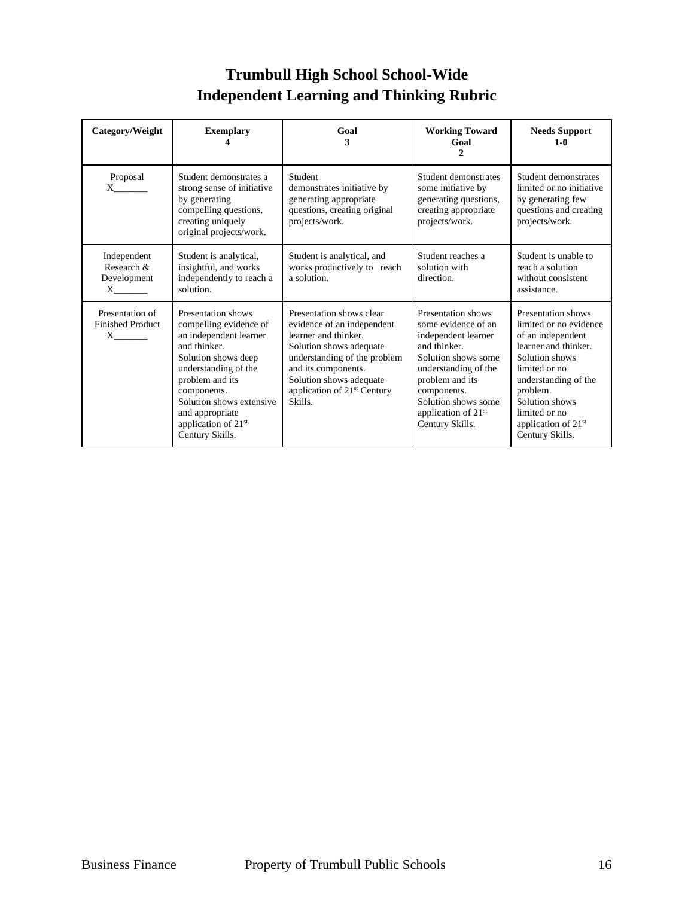# Trumbull High School School-Wide Independent Learning and Thinking Rubric

| Category/Weight | Exemplary 4 | Goal 3 | Working Toward Goal 2 | Needs Support 1-0 |
|---|---|---|---|---|
| Proposal X_______ | Student demonstrates a strong sense of initiative by generating compelling questions, creating uniquely original projects/work. | Student demonstrates initiative by generating appropriate questions, creating original projects/work. | Student demonstrates some initiative by generating questions, creating appropriate projects/work. | Student demonstrates limited or no initiative by generating few questions and creating projects/work. |
| Independent Research & Development X_______ | Student is analytical, insightful, and works independently to reach a solution. | Student is analytical, and works productively to reach a solution. | Student reaches a solution with direction. | Student is unable to reach a solution without consistent assistance. |
| Presentation of Finished Product X_______ | Presentation shows compelling evidence of an independent learner and thinker. Solution shows deep understanding of the problem and its components. Solution shows extensive and appropriate application of 21st Century Skills. | Presentation shows clear evidence of an independent learner and thinker. Solution shows adequate understanding of the problem and its components. Solution shows adequate application of 21st Century Skills. | Presentation shows some evidence of an independent learner and thinker. Solution shows some understanding of the problem and its components. Solution shows some application of 21st Century Skills. | Presentation shows limited or no evidence of an independent learner and thinker. Solution shows limited or no understanding of the problem. Solution shows limited or no application of 21st Century Skills. |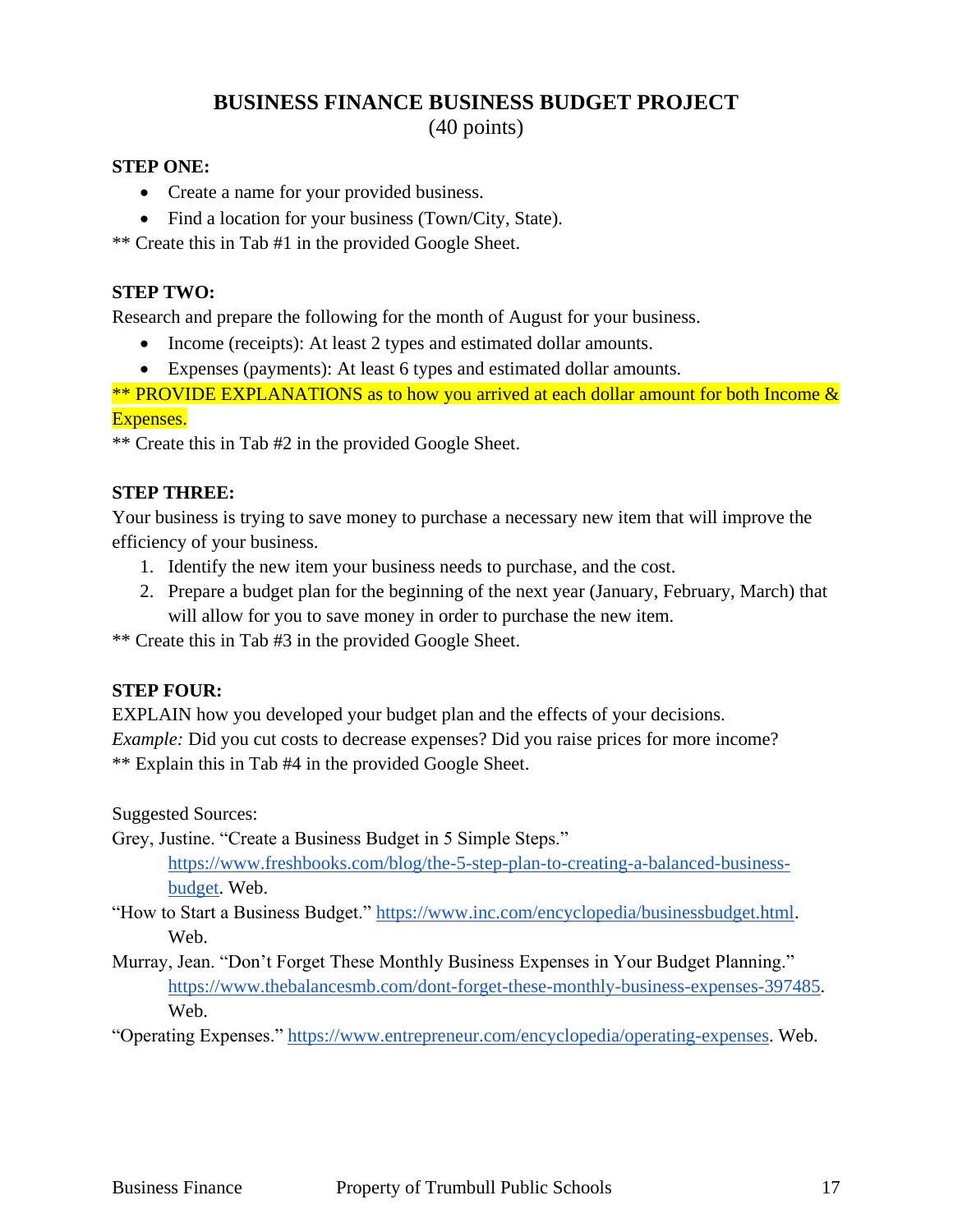# BUSINESS FINANCE BUSINESS BUDGET PROJECT

(40 points)

**STEP ONE:**

- Create a name for your provided business.
- Find a location for your business (Town/City, State).

** Create this in Tab #1 in the provided Google Sheet.

**STEP TWO:**

Research and prepare the following for the month of August for your business.

- Income (receipts): At least 2 types and estimated dollar amounts.
- Expenses (payments): At least 6 types and estimated dollar amounts.

** PROVIDE EXPLANATIONS as to how you arrived at each dollar amount for both Income & Expenses.

** Create this in Tab #2 in the provided Google Sheet.

**STEP THREE:**

Your business is trying to save money to purchase a necessary new item that will improve the efficiency of your business.

1. Identify the new item your business needs to purchase, and the cost.
2. Prepare a budget plan for the beginning of the next year (January, February, March) that will allow for you to save money in order to purchase the new item.

** Create this in Tab #3 in the provided Google Sheet.

**STEP FOUR:**

EXPLAIN how you developed your budget plan and the effects of your decisions.

*Example:* Did you cut costs to decrease expenses? Did you raise prices for more income?

** Explain this in Tab #4 in the provided Google Sheet.

Suggested Sources:

Grey, Justine. "Create a Business Budget in 5 Simple Steps." https://www.freshbooks.com/blog/the-5-step-plan-to-creating-a-balanced-business-budget. Web.

"How to Start a Business Budget." https://www.inc.com/encyclopedia/businessbudget.html. Web.

Murray, Jean. "Don't Forget These Monthly Business Expenses in Your Budget Planning." https://www.thebalancesmb.com/dont-forget-these-monthly-business-expenses-397485. Web.

"Operating Expenses." https://www.entrepreneur.com/encyclopedia/operating-expenses. Web.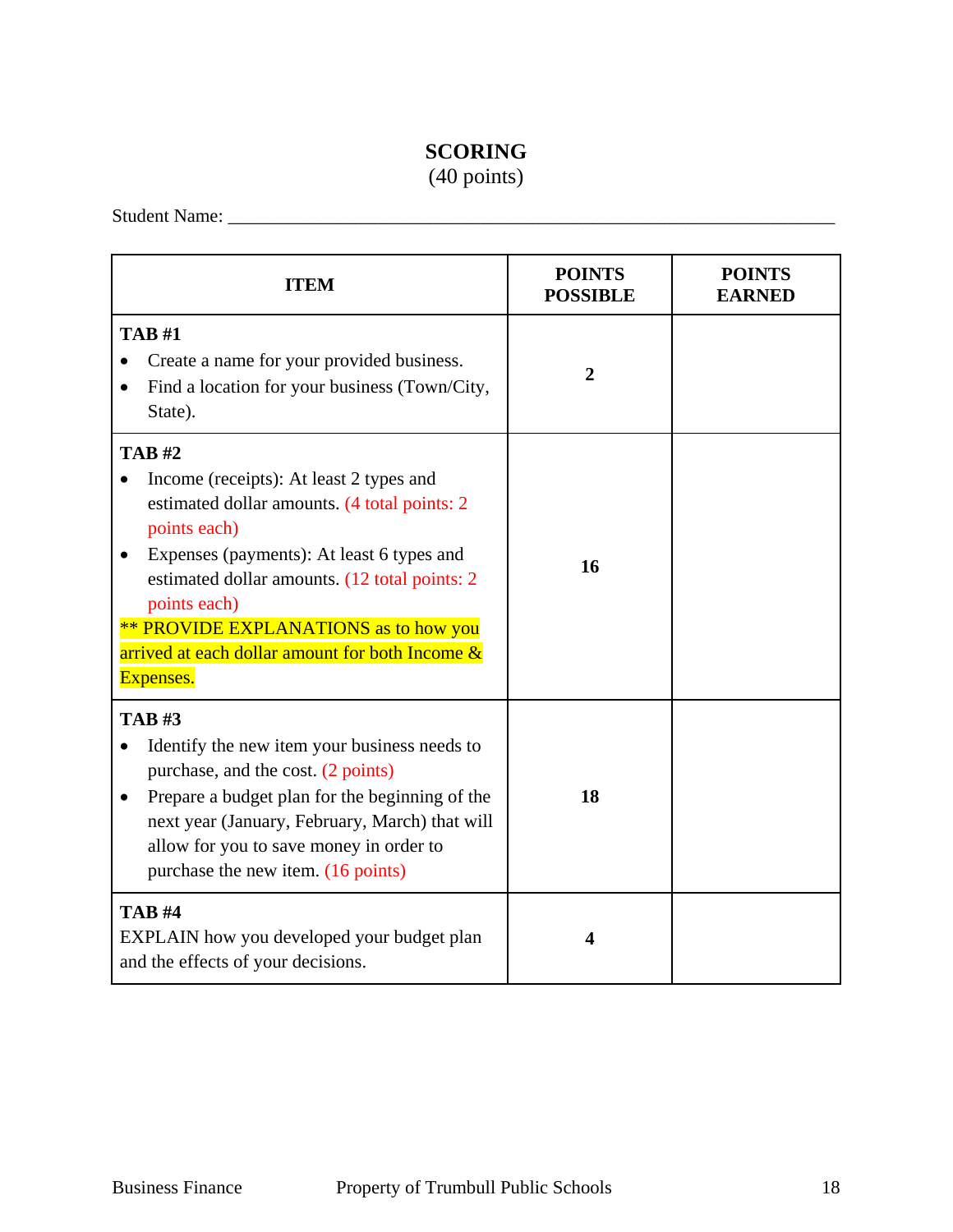# SCORING
(40 points)

Student Name: ____________________________________________________________

| ITEM | POINTS POSSIBLE | POINTS EARNED |
|---|---|---|
| **TAB #1**<br>• Create a name for your provided business.<br>• Find a location for your business (Town/City, State). | **2** | |
| **TAB #2**<br>• Income (receipts): At least 2 types and estimated dollar amounts. (4 total points: 2 points each)<br>• Expenses (payments): At least 6 types and estimated dollar amounts. (12 total points: 2 points each)<br>** PROVIDE EXPLANATIONS as to how you arrived at each dollar amount for both Income & Expenses. | **16** | |
| **TAB #3**<br>• Identify the new item your business needs to purchase, and the cost. (2 points)<br>• Prepare a budget plan for the beginning of the next year (January, February, March) that will allow for you to save money in order to purchase the new item. (16 points) | **18** | |
| **TAB #4**<br>EXPLAIN how you developed your budget plan and the effects of your decisions. | **4** | |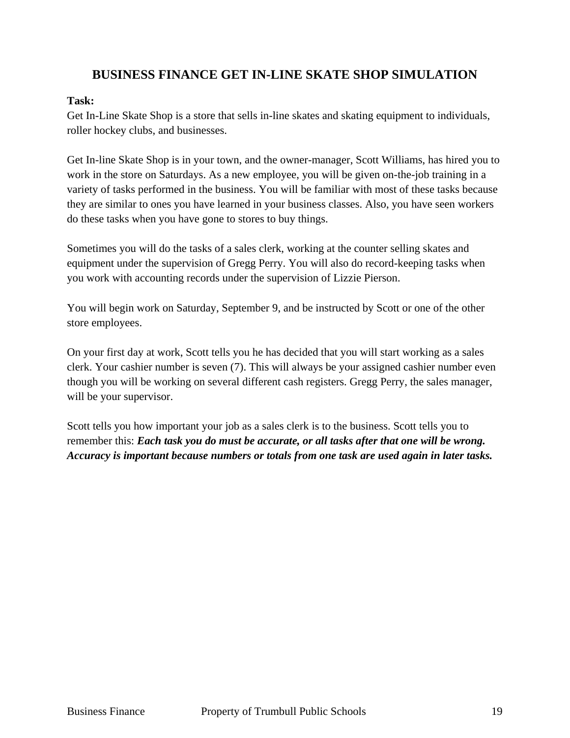## BUSINESS FINANCE GET IN-LINE SKATE SHOP SIMULATION

**Task:**
Get In-Line Skate Shop is a store that sells in-line skates and skating equipment to individuals, roller hockey clubs, and businesses.

Get In-line Skate Shop is in your town, and the owner-manager, Scott Williams, has hired you to work in the store on Saturdays. As a new employee, you will be given on-the-job training in a variety of tasks performed in the business. You will be familiar with most of these tasks because they are similar to ones you have learned in your business classes. Also, you have seen workers do these tasks when you have gone to stores to buy things.

Sometimes you will do the tasks of a sales clerk, working at the counter selling skates and equipment under the supervision of Gregg Perry. You will also do record-keeping tasks when you work with accounting records under the supervision of Lizzie Pierson.

You will begin work on Saturday, September 9, and be instructed by Scott or one of the other store employees.

On your first day at work, Scott tells you he has decided that you will start working as a sales clerk. Your cashier number is seven (7). This will always be your assigned cashier number even though you will be working on several different cash registers. Gregg Perry, the sales manager, will be your supervisor.

Scott tells you how important your job as a sales clerk is to the business. Scott tells you to remember this: ***Each task you do must be accurate, or all tasks after that one will be wrong. Accuracy is important because numbers or totals from one task are used again in later tasks.***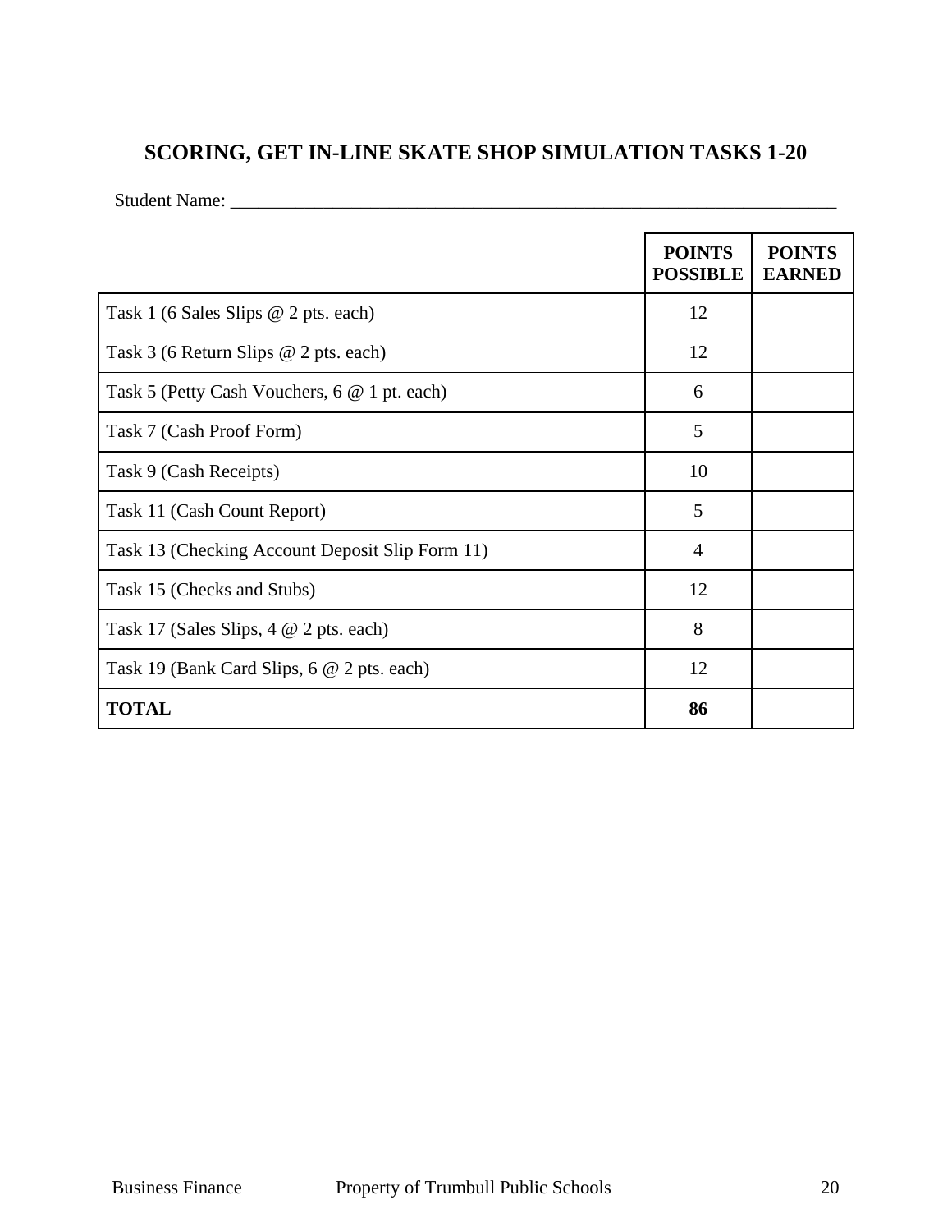## SCORING, GET IN-LINE SKATE SHOP SIMULATION TASKS 1-20

Student Name: ___________________________________________________________________

| | POINTS POSSIBLE | POINTS EARNED |
|---|---|---|
| Task 1 (6 Sales Slips @ 2 pts. each) | 12 | |
| Task 3 (6 Return Slips @ 2 pts. each) | 12 | |
| Task 5 (Petty Cash Vouchers, 6 @ 1 pt. each) | 6 | |
| Task 7 (Cash Proof Form) | 5 | |
| Task 9 (Cash Receipts) | 10 | |
| Task 11 (Cash Count Report) | 5 | |
| Task 13 (Checking Account Deposit Slip Form 11) | 4 | |
| Task 15 (Checks and Stubs) | 12 | |
| Task 17 (Sales Slips, 4 @ 2 pts. each) | 8 | |
| Task 19 (Bank Card Slips, 6 @ 2 pts. each) | 12 | |
| **TOTAL** | **86** | |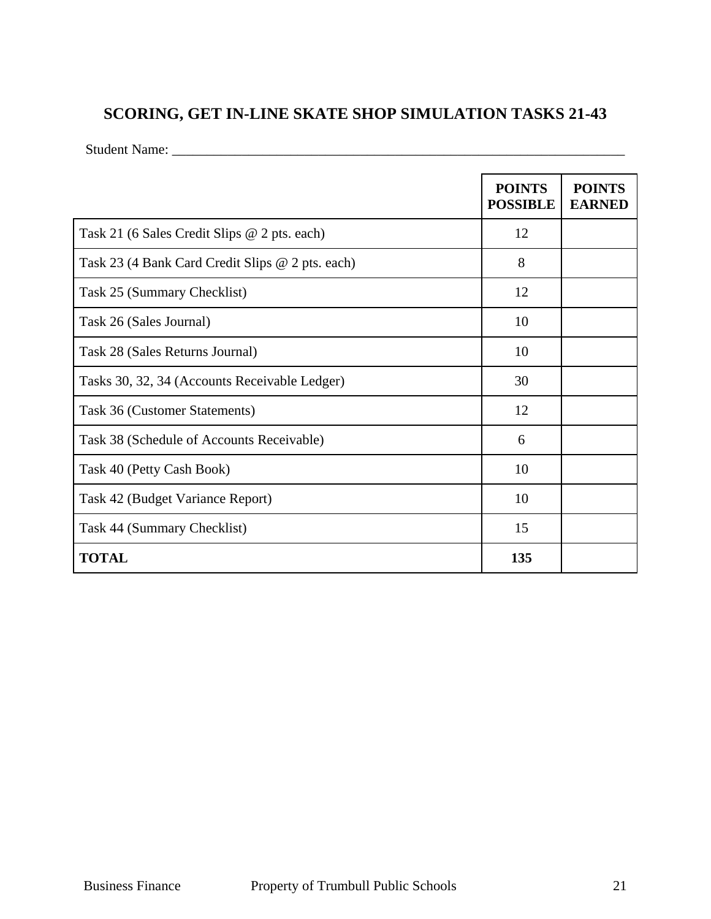## SCORING, GET IN-LINE SKATE SHOP SIMULATION TASKS 21-43

Student Name: ______________________________________________________________________

| | POINTS POSSIBLE | POINTS EARNED |
|---|---|---|
| Task 21 (6 Sales Credit Slips @ 2 pts. each) | 12 | |
| Task 23 (4 Bank Card Credit Slips @ 2 pts. each) | 8 | |
| Task 25 (Summary Checklist) | 12 | |
| Task 26 (Sales Journal) | 10 | |
| Task 28 (Sales Returns Journal) | 10 | |
| Tasks 30, 32, 34 (Accounts Receivable Ledger) | 30 | |
| Task 36 (Customer Statements) | 12 | |
| Task 38 (Schedule of Accounts Receivable) | 6 | |
| Task 40 (Petty Cash Book) | 10 | |
| Task 42 (Budget Variance Report) | 10 | |
| Task 44 (Summary Checklist) | 15 | |
| **TOTAL** | **135** | |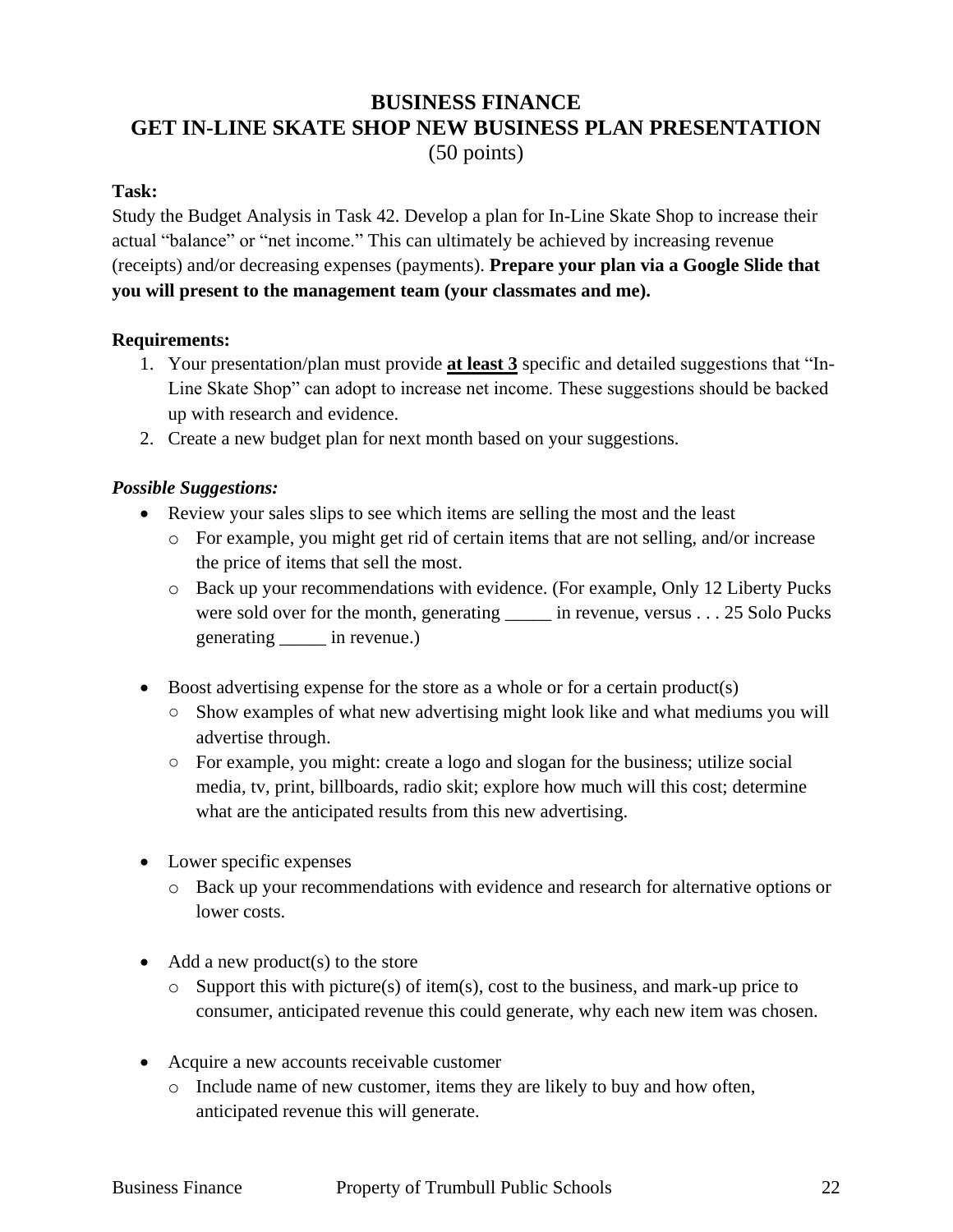# BUSINESS FINANCE
# GET IN-LINE SKATE SHOP NEW BUSINESS PLAN PRESENTATION
(50 points)

**Task:**

Study the Budget Analysis in Task 42. Develop a plan for In-Line Skate Shop to increase their actual "balance" or "net income." This can ultimately be achieved by increasing revenue (receipts) and/or decreasing expenses (payments). **Prepare your plan via a Google Slide that you will present to the management team (your classmates and me).**

**Requirements:**

1. Your presentation/plan must provide **at least 3** specific and detailed suggestions that "In-Line Skate Shop" can adopt to increase net income. These suggestions should be backed up with research and evidence.
2. Create a new budget plan for next month based on your suggestions.

***Possible Suggestions:***

- Review your sales slips to see which items are selling the most and the least
  - For example, you might get rid of certain items that are not selling, and/or increase the price of items that sell the most.
  - Back up your recommendations with evidence. (For example, Only 12 Liberty Pucks were sold over for the month, generating _____ in revenue, versus . . . 25 Solo Pucks generating _____ in revenue.)

- Boost advertising expense for the store as a whole or for a certain product(s)
  - Show examples of what new advertising might look like and what mediums you will advertise through.
  - For example, you might: create a logo and slogan for the business; utilize social media, tv, print, billboards, radio skit; explore how much will this cost; determine what are the anticipated results from this new advertising.

- Lower specific expenses
  - Back up your recommendations with evidence and research for alternative options or lower costs.

- Add a new product(s) to the store
  - Support this with picture(s) of item(s), cost to the business, and mark-up price to consumer, anticipated revenue this could generate, why each new item was chosen.

- Acquire a new accounts receivable customer
  - Include name of new customer, items they are likely to buy and how often, anticipated revenue this will generate.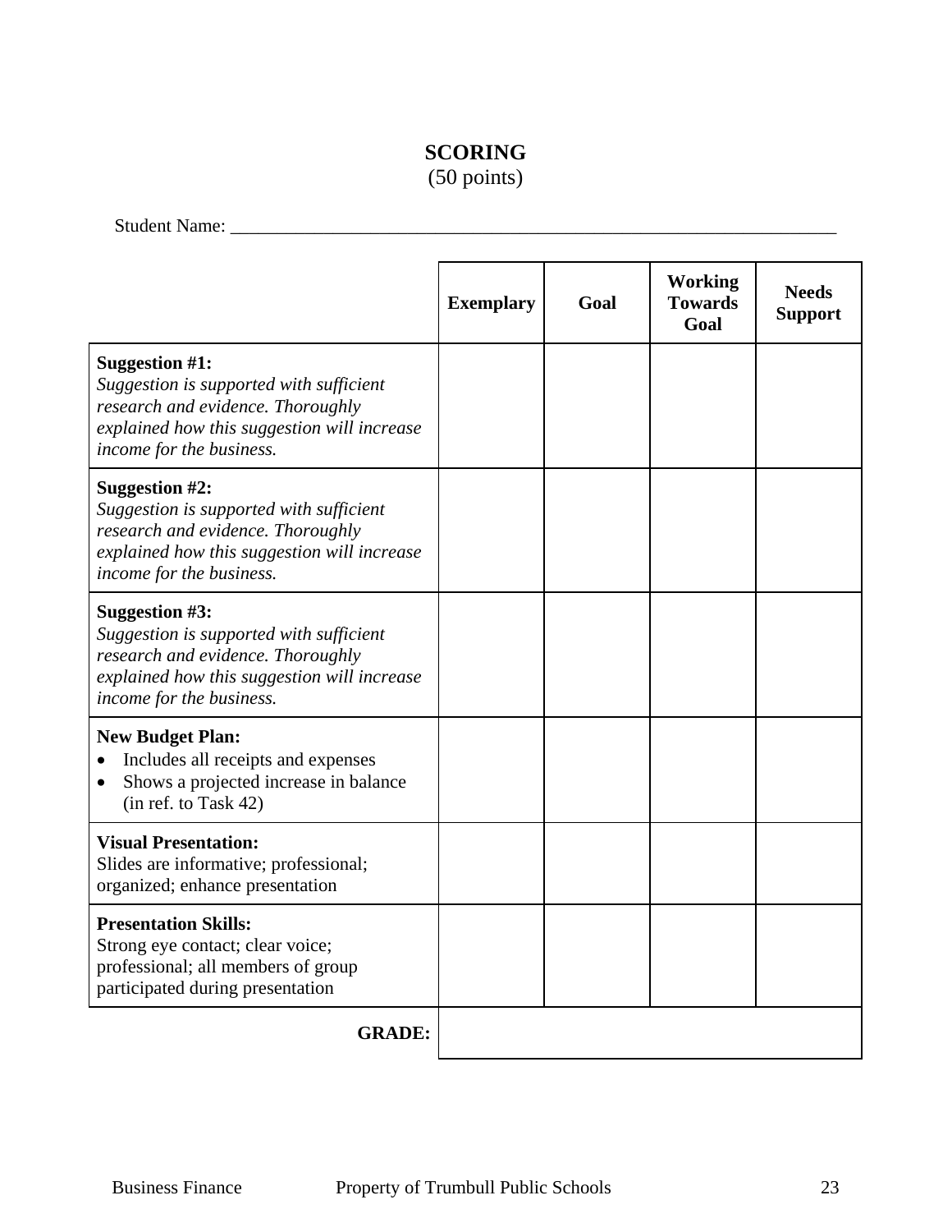# SCORING
(50 points)

Student Name: ___________________________________________________________________

| | Exemplary | Goal | Working Towards Goal | Needs Support |
|---|---|---|---|---|
| **Suggestion #1:** *Suggestion is supported with sufficient research and evidence. Thoroughly explained how this suggestion will increase income for the business.* | | | | |
| **Suggestion #2:** *Suggestion is supported with sufficient research and evidence. Thoroughly explained how this suggestion will increase income for the business.* | | | | |
| **Suggestion #3:** *Suggestion is supported with sufficient research and evidence. Thoroughly explained how this suggestion will increase income for the business.* | | | | |
| **New Budget Plan:** • Includes all receipts and expenses • Shows a projected increase in balance (in ref. to Task 42) | | | | |
| **Visual Presentation:** Slides are informative; professional; organized; enhance presentation | | | | |
| **Presentation Skills:** Strong eye contact; clear voice; professional; all members of group participated during presentation | | | | |
| **GRADE:** | | | | |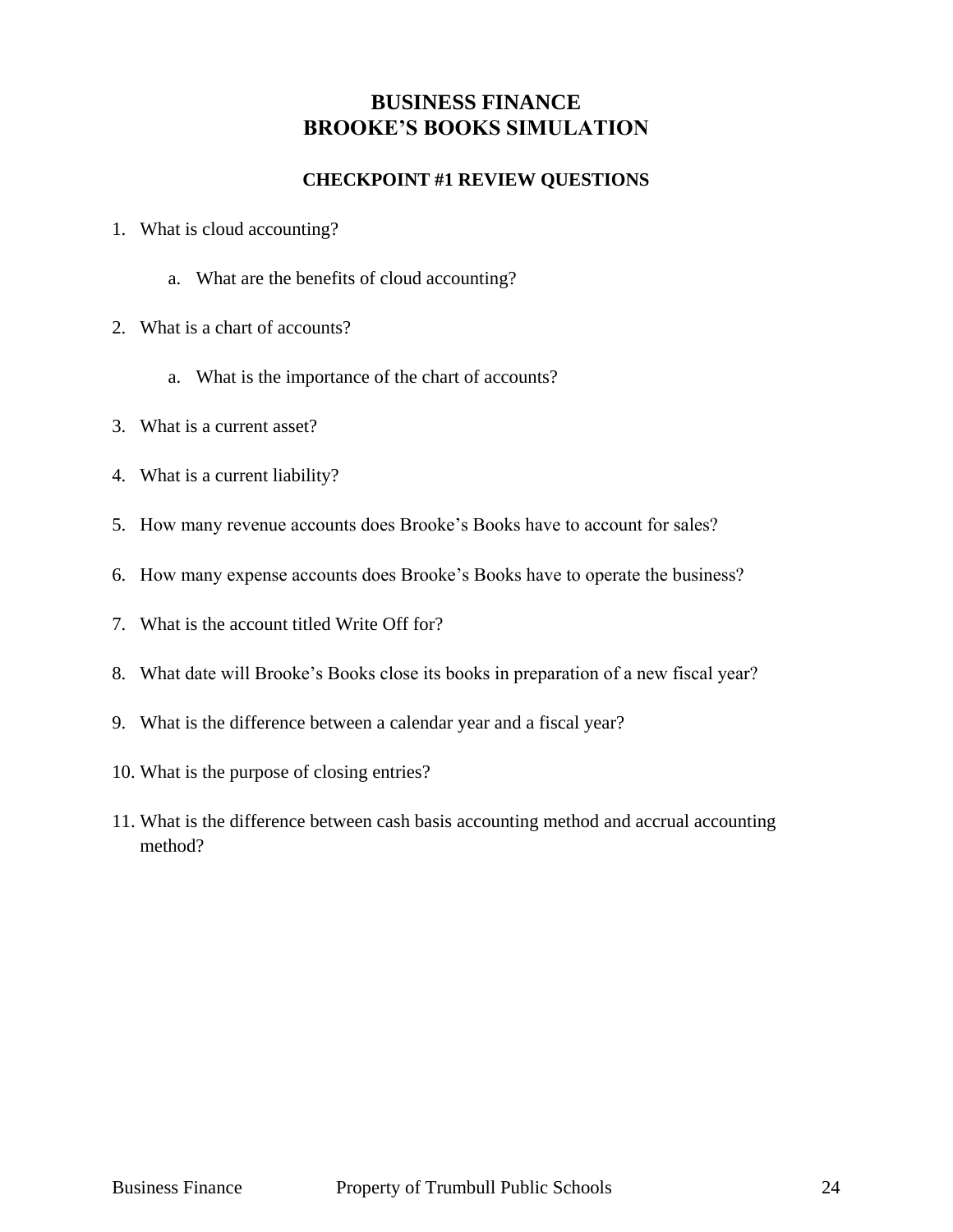# BUSINESS FINANCE
# BROOKE'S BOOKS SIMULATION

### CHECKPOINT #1 REVIEW QUESTIONS

1. What is cloud accounting?

    a. What are the benefits of cloud accounting?

2. What is a chart of accounts?

    a. What is the importance of the chart of accounts?

3. What is a current asset?

4. What is a current liability?

5. How many revenue accounts does Brooke's Books have to account for sales?

6. How many expense accounts does Brooke's Books have to operate the business?

7. What is the account titled Write Off for?

8. What date will Brooke's Books close its books in preparation of a new fiscal year?

9. What is the difference between a calendar year and a fiscal year?

10. What is the purpose of closing entries?

11. What is the difference between cash basis accounting method and accrual accounting method?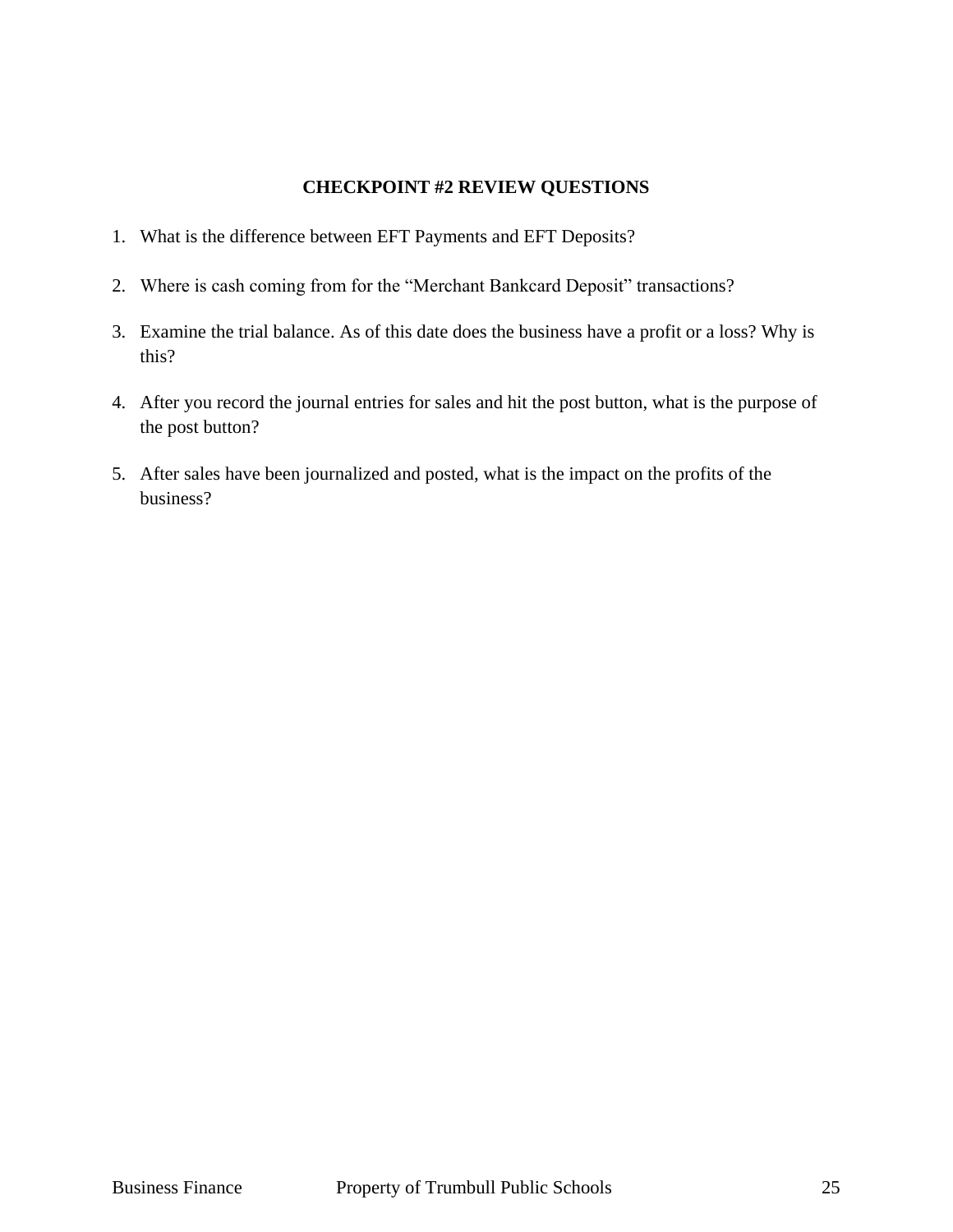## CHECKPOINT #2 REVIEW QUESTIONS

1. What is the difference between EFT Payments and EFT Deposits?
2. Where is cash coming from for the "Merchant Bankcard Deposit" transactions?
3. Examine the trial balance. As of this date does the business have a profit or a loss? Why is this?
4. After you record the journal entries for sales and hit the post button, what is the purpose of the post button?
5. After sales have been journalized and posted, what is the impact on the profits of the business?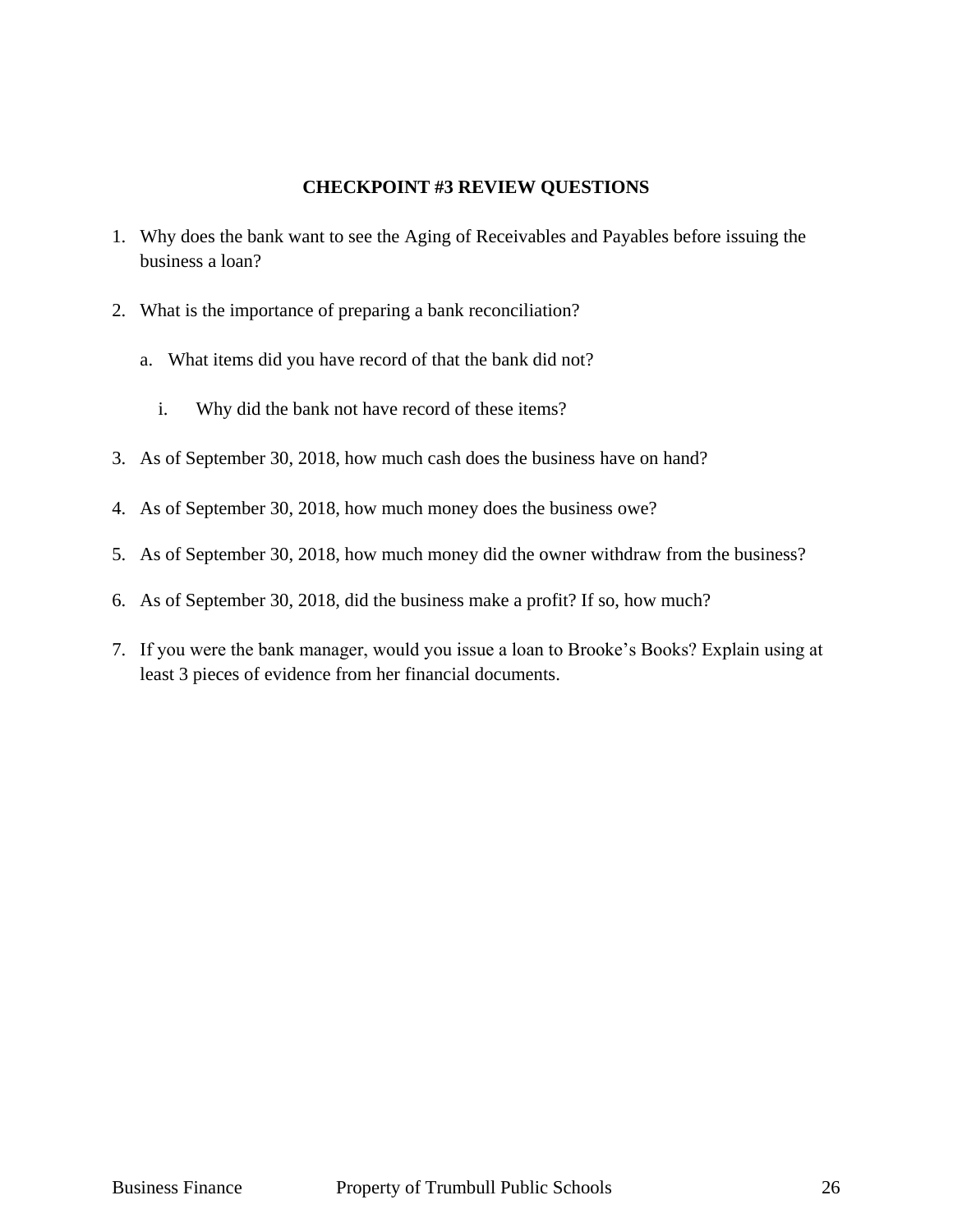## CHECKPOINT #3 REVIEW QUESTIONS

1. Why does the bank want to see the Aging of Receivables and Payables before issuing the business a loan?

2. What is the importance of preparing a bank reconciliation?

   a. What items did you have record of that the bank did not?

      i. Why did the bank not have record of these items?

3. As of September 30, 2018, how much cash does the business have on hand?

4. As of September 30, 2018, how much money does the business owe?

5. As of September 30, 2018, how much money did the owner withdraw from the business?

6. As of September 30, 2018, did the business make a profit? If so, how much?

7. If you were the bank manager, would you issue a loan to Brooke's Books? Explain using at least 3 pieces of evidence from her financial documents.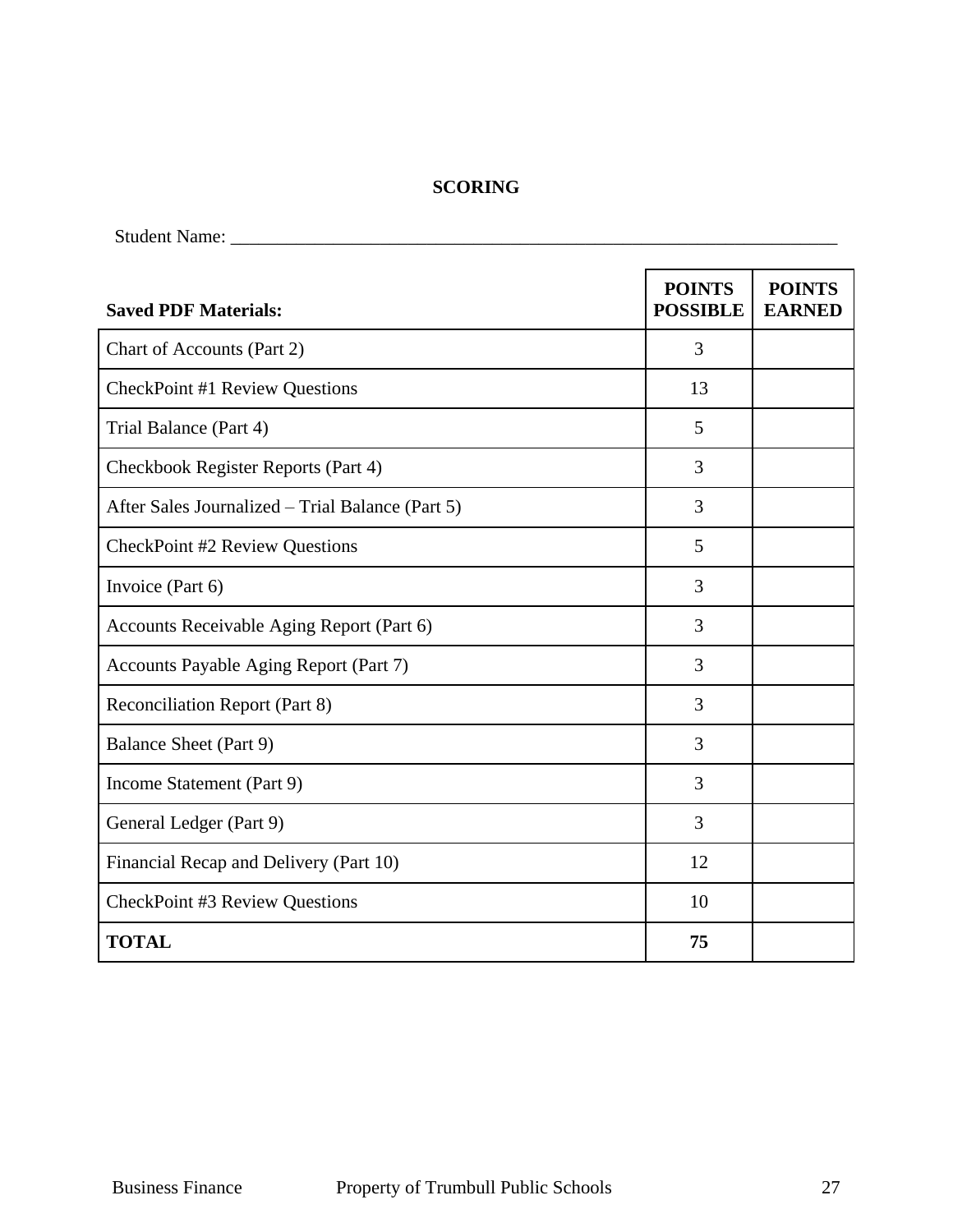**SCORING**

Student Name: ______________________________________________________________________

| Saved PDF Materials: | POINTS POSSIBLE | POINTS EARNED |
|---|---|---|
| Chart of Accounts (Part 2) | 3 | |
| CheckPoint #1 Review Questions | 13 | |
| Trial Balance (Part 4) | 5 | |
| Checkbook Register Reports (Part 4) | 3 | |
| After Sales Journalized – Trial Balance (Part 5) | 3 | |
| CheckPoint #2 Review Questions | 5 | |
| Invoice (Part 6) | 3 | |
| Accounts Receivable Aging Report (Part 6) | 3 | |
| Accounts Payable Aging Report (Part 7) | 3 | |
| Reconciliation Report (Part 8) | 3 | |
| Balance Sheet (Part 9) | 3 | |
| Income Statement (Part 9) | 3 | |
| General Ledger (Part 9) | 3 | |
| Financial Recap and Delivery (Part 10) | 12 | |
| CheckPoint #3 Review Questions | 10 | |
| **TOTAL** | **75** | |